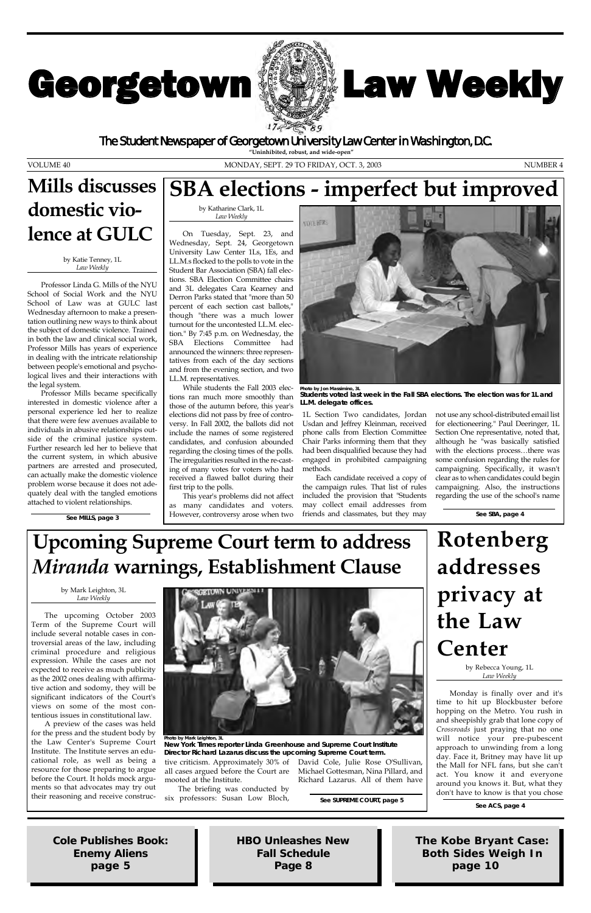# Georgetown Law Weekly

**The Student Newspaper of Georgetown University Law Center in Washington, D.C.**

**"Uninhibited, robust, and wide-open"**

VOLUME 40 — MONDAY, SEPT. 29 TO FRIDAY, OCT. 3, 2003 — NUMBER 4

## Mills discusses domestic violence at GULC

by Katie Tenney, 1L
*Law Weekly*

Professor Linda G. Mills of the NYU School of Social Work and the NYU School of Social Work was at GULC last Wednesday afternoon to make a presentation outlining new ways to think about the subject of domestic violence. Trained in both the law and clinical social work, Professor Mills has years of experience in dealing with the intricate relationship between people's emotional and psychological lives and their interactions with the legal system.

Professor Mills became specifically interested in domestic violence after a personal experience led her to realize that there were few avenues available to individuals in abusive relationships outside of the criminal justice system. Further research led her to believe that the current system, in which abusive partners are arrested and prosecuted, can actually make the domestic violence problem worse because it does not adequately deal with the tangled emotions attached to violent relationships.

**See MILLS, page 3**

## SBA elections - imperfect but improved

by Katharine Clark, 1L
*Law Weekly*

On Tuesday, Sept. 23, and Wednesday, Sept. 24, Georgetown University Law Center 1Ls, 1Es, and LL.M.s flocked to the polls to vote in the Student Bar Association (SBA) fall elections. SBA Election Committee chairs and 3L delegates Cara Kearney and Derron Parks stated that "more than 50 percent of each section cast ballots," though "there was a much lower turnout for the uncontested LL.M. election." By 7:45 p.m. on Wednesday, the SBA Elections Committee had announced the winners: three representatives from each of the day sections and from the evening section, and two LL.M. representatives.

While students the Fall 2003 elections ran much more smoothly than those of the autumn before, this year's elections did not pass by free of controversy. In Fall 2002, the ballots did not include the names of some registered candidates, and confusion abounded regarding the closing times of the polls. The irregularities resulted in the re-casting of many votes for voters who had received a flawed ballot during their first trip to the polls.

This year's problems did not affect as many candidates and voters. However, controversy arose when two 1L Section Two candidates, Jordan Usdan and Jeffrey Kleinman, received phone calls from Election Committee Chair Parks informing them that they had been disqualified because they had engaged in prohibited campaigning methods.

Each candidate received a copy of the campaign rules. That list of rules included the provision that "Students may collect email addresses from friends and classmates, but they may not use any school-distributed email list for electioneering." Paul Deeringer, 1L Section One representative, noted that, although he "was basically satisfied with the elections process…there was some confusion regarding the rules for campaigning. Specifically, it wasn't clear as to when candidates could begin campaigning. Also, the instructions regarding the use of the school's name

**See SBA, page 4**

**Photo by Jon Massimino, 3L**
**Students voted last week in the Fall SBA elections. The election was for 1L and LL.M. delegate offices.**

## Upcoming Supreme Court term to address *Miranda* warnings, Establishment Clause

by Mark Leighton, 3L
*Law Weekly*

The upcoming October 2003 Term of the Supreme Court will include several notable cases in controversial areas of the law, including criminal procedure and religious expression. While the cases are not expected to receive as much publicity as the 2002 ones dealing with affirmative action and sodomy, they will be significant indicators of the Court's views on some of the most contentious issues in constitutional law.

A preview of the cases was held for the press and the student body by the Law Center's Supreme Court Institute. The Institute serves an educational role, as well as being a resource for those preparing to argue before the Court. It holds mock arguments so that advocates may try out their reasoning and receive constructive criticism. Approximately 30% of all cases argued before the Court are mooted at the Institute.

The briefing was conducted by six professors: Susan Low Bloch, David Cole, Julie Rose O'Sullivan, Michael Gottesman, Nina Pillard, and Richard Lazarus. All of them have

**See SUPREME COURT, page 5**

**Photo by Mark Leighton, 3L**
**New York Times reporter Linda Greenhouse and Supreme Court Institute Director Richard Lazarus discuss the upcoming Supreme Court term.**

## Rotenberg addresses privacy at the Law Center

by Rebecca Young, 1L
*Law Weekly*

Monday is finally over and it's time to hit up Blockbuster before hopping on the Metro. You rush in and sheepishly grab that lone copy of *Crossroads* just praying that no one will notice your pre-pubescent approach to unwinding from a long day. Face it, Britney may have lit up the Mall for NFL fans, but she can't act. You know it and everyone around you knows it. But, what they don't have to know is that you chose

**See ACS, page 4**

**Cole Publishes Book: Enemy Aliens page 5**

**HBO Unleashes New Fall Schedule Page 8**

**The Kobe Bryant Case: Both Sides Weigh In page 10**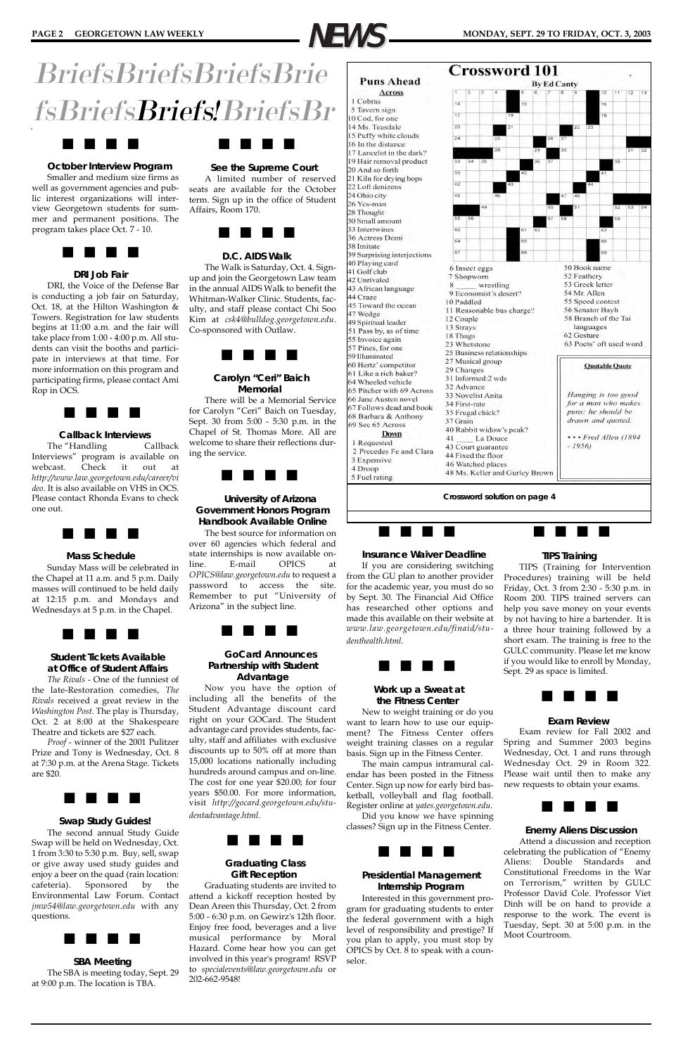# BriefsBriefsBriefsBriefsBriefs*Briefs!*BriefsBr

### October Interview Program

Smaller and medium size firms as well as government agencies and public interest organizations will interview Georgetown students for summer and permanent positions. The program takes place Oct. 7 - 10.

### DRI Job Fair

DRI, the Voice of the Defense Bar is conducting a job fair on Saturday, Oct. 18, at the Hilton Washington & Towers. Registration for law students begins at 11:00 a.m. and the fair will take place from 1:00 - 4:00 p.m. All students can visit the booths and participate in interviews at that time. For more information on this program and participating firms, please contact Ami Rop in OCS.

### Callback Interviews

The "Handling Callback Interviews" program is available on webcast. Check it out at *http://www.law.georgetown.edu/career/video*. It is also available on VHS in OCS. Please contact Rhonda Evans to check one out.

### Mass Schedule

Sunday Mass will be celebrated in the Chapel at 11 a.m. and 5 p.m. Daily masses will continued to be held daily at 12:15 p.m. and Mondays and Wednesdays at 5 p.m. in the Chapel.

### Student Tickets Available at Office of Student Affairs

*The Rivals* - One of the funniest of the late-Restoration comedies, *The Rivals* received a great review in the *Washington Post*. The play is Thursday, Oct. 2 at 8:00 at the Shakespeare Theatre and tickets are $27 each.

*Proof* - winner of the 2001 Pulitzer Prize and Tony is Wednesday, Oct. 8 at 7:30 p.m. at the Arena Stage. Tickets are $20.

### Swap Study Guides!

The second annual Study Guide Swap will be held on Wednesday, Oct. 1 from 3:30 to 5:30 p.m. Buy, sell, swap or give away used study guides and enjoy a beer on the quad (rain location: cafeteria). Sponsored by the Environmental Law Forum. Contact *jmw54@law.georgetown.edu* with any questions.

### SBA Meeting

The SBA is meeting today, Sept. 29 at 9:00 p.m. The location is TBA.

### See the Supreme Court

A limited number of reserved seats are available for the October term. Sign up in the office of Student Affairs, Room 170.

### D.C. AIDS Walk

The Walk is Saturday, Oct. 4. Sign-up and join the Georgetown Law team in the annual AIDS Walk to benefit the Whitman-Walker Clinic. Students, faculty, and staff please contact Chi Soo Kim at *csk4@bulldog.georgetown.edu*. Co-sponsored with Outlaw.

### Carolyn "Ceri" Baich Memorial

There will be a Memorial Service for Carolyn "Ceri" Baich on Tuesday, Sept. 30 from 5:00 - 5:30 p.m. in the Chapel of St. Thomas More. All are welcome to share their reflections during the service.

### University of Arizona Government Honors Program Handbook Available Online

The best source for information on over 60 agencies which federal and state internships is now available online. E-mail OPICS at *OPICS@law.georgetown.edu* to request a password to access the site. Remember to put "University of Arizona" in the subject line.

### GoCard Announces Partnership with Student Advantage

Now you have the option of including all the benefits of the Student Advantage discount card right on your GOCard. The Student advantage card provides students, faculty, staff and affiliates with exclusive discounts up to 50% off at more than 15,000 locations nationally including hundreds around campus and on-line. The cost for one year $20.00; for four years $50.00. For more information, visit *http://gocard.georgetown.edu/studentadvantage.html*.

### Graduating Class Gift Reception

Graduating students are invited to attend a kickoff reception hosted by Dean Areen this Thursday, Oct. 2 from 5:00 - 6:30 p.m. on Gewirz's 12th floor. Enjoy free food, beverages and a live musical performance by Moral Hazard. Come hear how you can get involved in this year's program! RSVP to *specialevents@law.georgetown.edu* or 202-662-9548!

## Crossword 101

**Puns Ahead**
By Ed Canty

**Across**

1 Cobras
5 Tavern sign
10 Cod, for one
14 Ms. Teasdale
15 Puffy white clouds
16 In the distance
17 Lancelot in the dark?
19 Hair removal product
20 And so forth
21 Kiln for drying hops
22 Loft denizens
24 Ohio city
26 Yes-man
28 Thought
30 Small amount
33 Intertwines
36 Actress Demi
38 Imitate
39 Surprising interjections
40 Playing card
41 Golf club
42 Unrivaled
43 African language
44 Craze
45 Toward the ocean
47 Wedge
49 Spiritual leader
51 Pass by, as of time
55 Invoice again
57 Pines, for one
59 Illuminated
60 Hertz' competitor
61 Like a rich baker?
64 Wheeled vehicle
65 Pitcher with 69 Across
66 Jane Austen novel
67 Follows dead and book
68 Barbara & Anthony
69 See 65 Across

**Down**

1 Requested
2 Precedes Fe and Clara
3 Expensive
4 Droop
5 Fuel rating
6 Insect eggs
7 Shopworn
8 _____ wrestling
9 Economist's desert?
10 Paddled
11 Reasonable bus charge?
12 Couple
13 Strays
18 Thugs
23 Whetstone
25 Business relationships
27 Musical group
29 Changes
31 Informed:2 wds
32 Advance
33 Novelist Anita
34 First-rate
35 Frugal chick?
37 Grain
40 Rabbit widow's peak?
41 _____ La Douce
43 Court guarantee
44 Fixed the floor
46 Watched places
48 Ms. Keller and Gurley Brown
50 Book name
52 Feathery
53 Greek letter
54 Mr. Allen
55 Speed contest
56 Senator Bayh
58 Branch of the Tai languages
62 Gesture
63 Poets' oft used word

**Quotable Quote**

*Hanging is too good for a man who makes puns: he should be drawn and quoted.*

*• • • Fred Allen (1894 - 1956)*

**Crossword solution on page 4**

### Insurance Waiver Deadline

If you are considering switching from the GU plan to another provider for the academic year, you must do so by Sept. 30. The Financial Aid Office has researched other options and made this available on their website at *www.law.georgetown.edu/finaid/studenthealth.html*.

### Work up a Sweat at the Fitness Center

New to weight training or do you want to learn how to use our equipment? The Fitness Center offers weight training classes on a regular basis. Sign up in the Fitness Center.

The main campus intramural calendar has been posted in the Fitness Center. Sign up now for early bird basketball, volleyball and flag football. Register online at *yates.georgetown.edu*.

Did you know we have spinning classes? Sign up in the Fitness Center.

### Presidential Management Internship Program

Interested in this government program for graduating students to enter the federal government with a high level of responsibility and prestige? If you plan to apply, you must stop by OPICS by Oct. 8 to speak with a counselor.

### TIPS Training

TIPS (Training for Intervention Procedures) training will be held Friday, Oct. 3 from 2:30 - 5:30 p.m. in Room 200. TIPS trained servers can help you save money on your events by not having to hire a bartender. It is a three hour training followed by a short exam. The training is free to the GULC community. Please let me know if you would like to enroll by Monday, Sept. 29 as space is limited.

### Exam Review

Exam review for Fall 2002 and Spring and Summer 2003 begins Wednesday, Oct. 1 and runs through Wednesday Oct. 29 in Room 322. Please wait until then to make any new requests to obtain your exams.

### Enemy Aliens Discussion

Attend a discussion and reception celebrating the publication of "Enemy Aliens: Double Standards and Constitutional Freedoms in the War on Terrorism," written by GULC Professor David Cole. Professor Viet Dinh will be on hand to provide a response to the work. The event is Tuesday, Sept. 30 at 5:00 p.m. in the Moot Courtroom.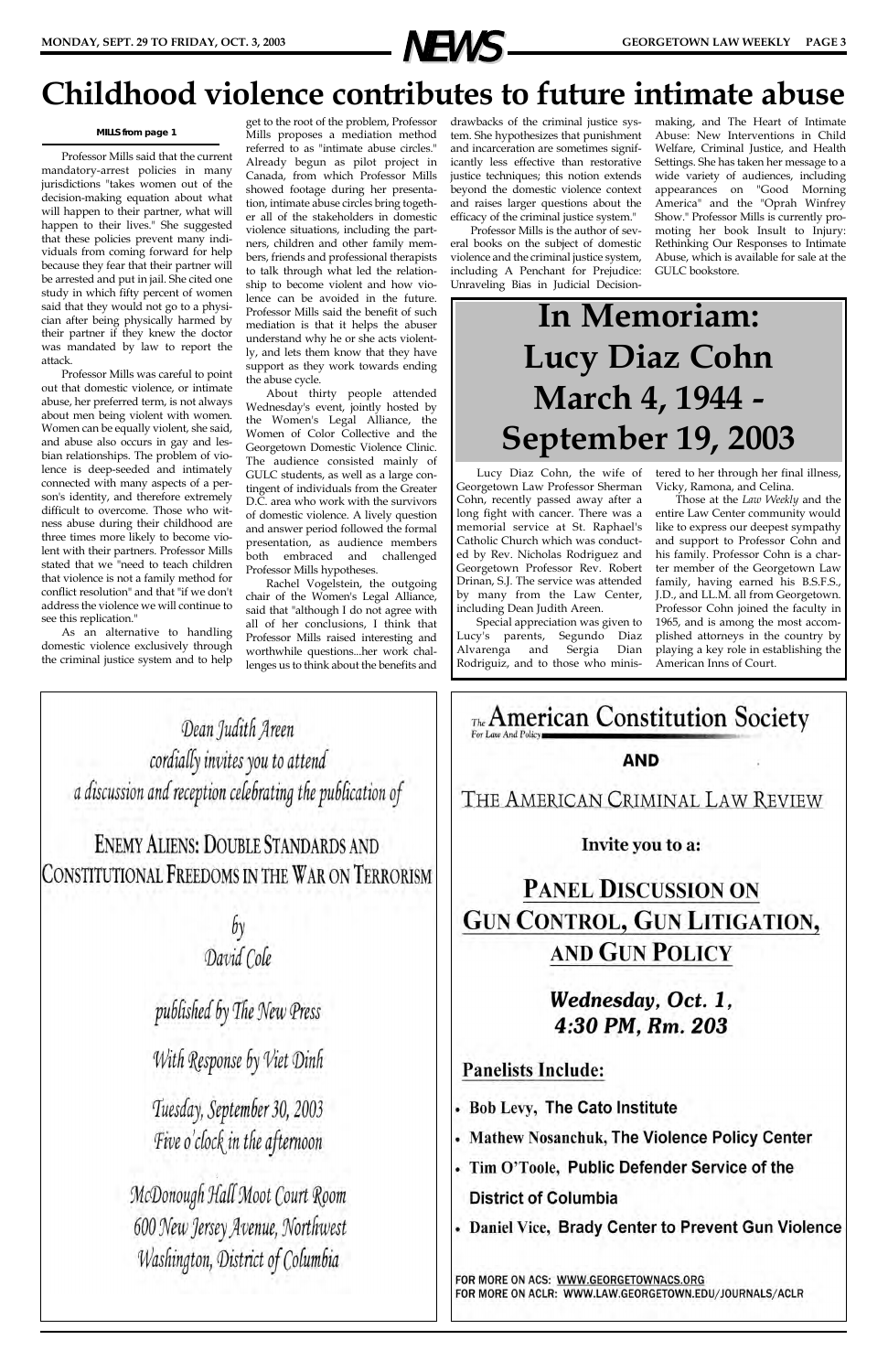# Childhood violence contributes to future intimate abuse

**MILLS from page 1**

Professor Mills said that the current mandatory-arrest policies in many jurisdictions "takes women out of the decision-making equation about what will happen to their partner, what will happen to their lives." She suggested that these policies prevent many individuals from coming forward for help because they fear that their partner will be arrested and put in jail. She cited one study in which fifty percent of women said that they would not go to a physician after being physically harmed by their partner if they knew the doctor was mandated by law to report the attack.

Professor Mills was careful to point out that domestic violence, or intimate abuse, her preferred term, is not always about men being violent with women. Women can be equally violent, she said, and abuse also occurs in gay and lesbian relationships. The problem of violence is deep-seeded and intimately connected with many aspects of a person's identity, and therefore extremely difficult to overcome. Those who witness abuse during their childhood are three times more likely to become violent with their partners. Professor Mills stated that we "need to teach children that violence is not a family method for conflict resolution" and that "if we don't address the violence we will continue to see this replication."

As an alternative to handling domestic violence exclusively through the criminal justice system and to help get to the root of the problem, Professor Mills proposes a mediation method referred to as "intimate abuse circles." Already begun as pilot project in Canada, from which Professor Mills showed footage during her presentation, intimate abuse circles bring together all of the stakeholders in domestic violence situations, including the partners, children and other family members, friends and professional therapists to talk through what led the relationship to become violent and how violence can be avoided in the future. Professor Mills said the benefit of such mediation is that it helps the abuser understand why he or she acts violently, and lets them know that they have support as they work towards ending the abuse cycle.

About thirty people attended Wednesday's event, jointly hosted by the Women's Legal Alliance, the Women of Color Collective and the Georgetown Domestic Violence Clinic. The audience consisted mainly of GULC students, as well as a large contingent of individuals from the Greater D.C. area who work with the survivors of domestic violence. A lively question and answer period followed the formal presentation, as audience members both embraced and challenged Professor Mills hypotheses.

Rachel Vogelstein, the outgoing chair of the Women's Legal Alliance, said that "although I do not agree with all of her conclusions, I think that Professor Mills raised interesting and worthwhile questions...her work challenges us to think about the benefits and drawbacks of the criminal justice system. She hypothesizes that punishment and incarceration are sometimes significantly less effective than restorative justice techniques; this notion extends beyond the domestic violence context and raises larger questions about the efficacy of the criminal justice system."

Professor Mills is the author of several books on the subject of domestic violence and the criminal justice system, including A Penchant for Prejudice: Unraveling Bias in Judicial Decision-making, and The Heart of Intimate Abuse: New Interventions in Child Welfare, Criminal Justice, and Health Settings. She has taken her message to a wide variety of audiences, including appearances on "Good Morning America" and the "Oprah Winfrey Show." Professor Mills is currently promoting her book Insult to Injury: Rethinking Our Responses to Intimate Abuse, which is available for sale at the GULC bookstore.

# In Memoriam: Lucy Diaz Cohn March 4, 1944 - September 19, 2003

Lucy Diaz Cohn, the wife of Georgetown Law Professor Sherman Cohn, recently passed away after a long fight with cancer. There was a memorial service at St. Raphael's Catholic Church which was conducted by Rev. Nicholas Rodriguez and Georgetown Professor Rev. Robert Drinan, S.J. The service was attended by many from the Law Center, including Dean Judith Areen.

Special appreciation was given to Lucy's parents, Segundo Diaz Alvarenga and Sergia Dian Rodriguiz, and to those who ministered to her through her final illness, Vicky, Ramona, and Celina.

Those at the *Law Weekly* and the entire Law Center community would like to express our deepest sympathy and support to Professor Cohn and his family. Professor Cohn is a charter member of the Georgetown Law family, having earned his B.S.F.S., J.D., and LL.M. all from Georgetown. Professor Cohn joined the faculty in 1965, and is among the most accomplished attorneys in the country by playing a key role in establishing the American Inns of Court.

---

Dean Judith Areen
cordially invites you to attend
a discussion and reception celebrating the publication of

ENEMY ALIENS: DOUBLE STANDARDS AND CONSTITUTIONAL FREEDOMS IN THE WAR ON TERRORISM

by
David Cole

published by The New Press

With Response by Viet Dinh

Tuesday, September 30, 2003
Five o'clock in the afternoon

McDonough Hall Moot Court Room
600 New Jersey Avenue, Northwest
Washington, District of Columbia

---

The American Constitution Society
For Law And Policy

**AND**

THE AMERICAN CRIMINAL LAW REVIEW

**Invite you to a:**

## PANEL DISCUSSION ON GUN CONTROL, GUN LITIGATION, AND GUN POLICY

***Wednesday, Oct. 1, 4:30 PM, Rm. 203***

**Panelists Include:**

- **Bob Levy, The Cato Institute**
- **Mathew Nosanchuk, The Violence Policy Center**
- **Tim O'Toole, Public Defender Service of the District of Columbia**
- **Daniel Vice, Brady Center to Prevent Gun Violence**

FOR MORE ON ACS: WWW.GEORGETOWNACS.ORG
FOR MORE ON ACLR: WWW.LAW.GEORGETOWN.EDU/JOURNALS/ACLR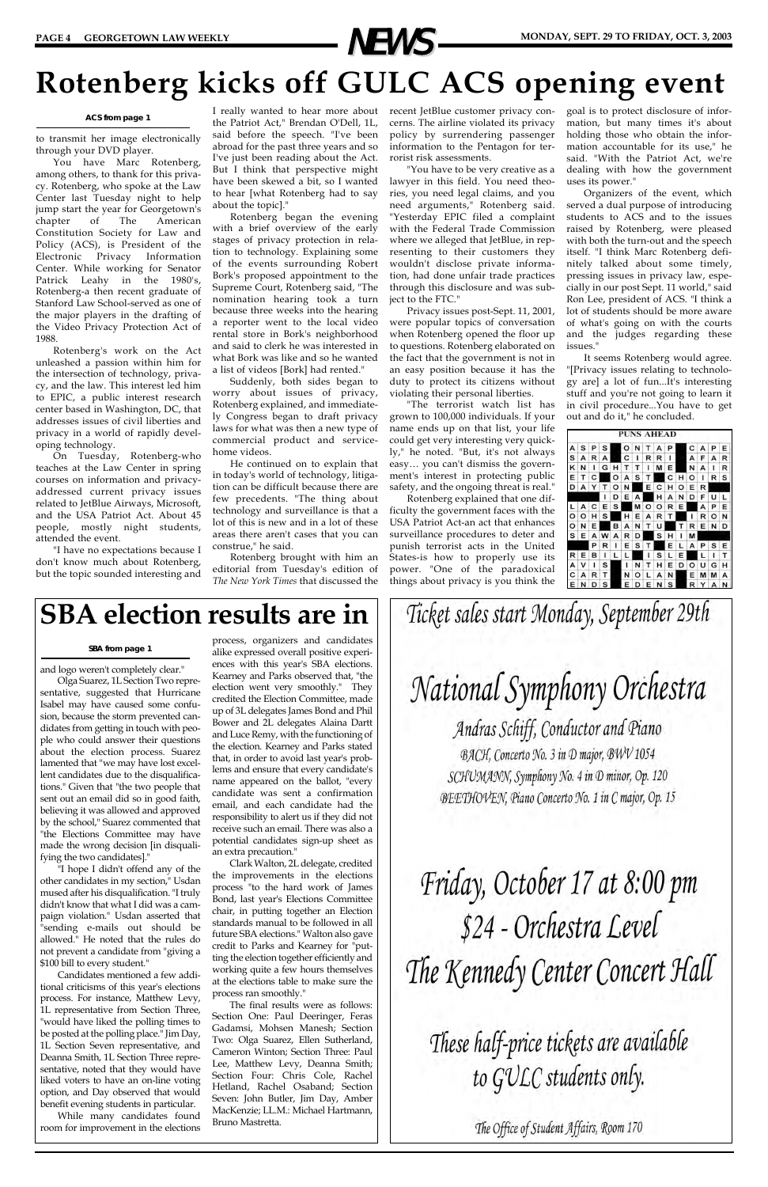# Rotenberg kicks off GULC ACS opening event

**ACS from page 1**

to transmit her image electronically through your DVD player.

You have Marc Rotenberg, among others, to thank for this privacy. Rotenberg, who spoke at the Law Center last Tuesday night to help jump start the year for Georgetown's chapter of The American Constitution Society for Law and Policy (ACS), is President of the Electronic Privacy Information Center. While working for Senator Patrick Leahy in the 1980's, Rotenberg-a then recent graduate of Stanford Law School-served as one of the major players in the drafting of the Video Privacy Protection Act of 1988.

Rotenberg's work on the Act unleashed a passion within him for the intersection of technology, privacy, and the law. This interest led him to EPIC, a public interest research center based in Washington, DC, that addresses issues of civil liberties and privacy in a world of rapidly developing technology.

On Tuesday, Rotenberg-who teaches at the Law Center in spring courses on information and privacy-addressed current privacy issues related to JetBlue Airways, Microsoft, and the USA Patriot Act. About 45 people, mostly night students, attended the event.

"I have no expectations because I don't know much about Rotenberg, but the topic sounded interesting and I really wanted to hear more about the Patriot Act," Brendan O'Dell, 1L, said before the speech. "I've been abroad for the past three years and so I've just been reading about the Act. But I think that perspective might have been skewed a bit, so I wanted to hear [what Rotenberg had to say about the topic]."

Rotenberg began the evening with a brief overview of the early stages of privacy protection in relation to technology. Explaining some of the events surrounding Robert Bork's proposed appointment to the Supreme Court, Rotenberg said, "The nomination hearing took a turn because three weeks into the hearing a reporter went to the local video rental store in Bork's neighborhood and said to clerk he was interested in what Bork was like and so he wanted a list of videos [Bork] had rented."

Suddenly, both sides began to worry about issues of privacy, Rotenberg explained, and immediately Congress began to draft privacy laws for what was then a new type of commercial product and service-home videos.

He continued on to explain that in today's world of technology, litigation can be difficult because there are few precedents. "The thing about technology and surveillance is that a lot of this is new and in a lot of these areas there aren't cases that you can construe," he said.

Rotenberg brought with him an editorial from Tuesday's edition of *The New York Times* that discussed the recent JetBlue customer privacy concerns. The airline violated its privacy policy by surrendering passenger information to the Pentagon for terrorist risk assessments.

"You have to be very creative as a lawyer in this field. You need theories, you need legal claims, and you need arguments," Rotenberg said. "Yesterday EPIC filed a complaint with the Federal Trade Commission where we alleged that JetBlue, in representing to their customers they wouldn't disclose private information, had done unfair trade practices through this disclosure and was subject to the FTC."

Privacy issues post-Sept. 11, 2001, were popular topics of conversation when Rotenberg opened the floor up to questions. Rotenberg elaborated on the fact that the government is not in an easy position because it has the duty to protect its citizens without violating their personal liberties.

"The terrorist watch list has grown to 100,000 individuals. If your name ends up on that list, your life could get very interesting very quickly," he noted. "But, it's not always easy… you can't dismiss the government's interest in protecting public safety, and the ongoing threat is real."

Rotenberg explained that one difficulty the government faces with the USA Patriot Act-an act that enhances surveillance procedures to deter and punish terrorist acts in the United States-is how to properly use its power. "One of the paradoxical things about privacy is you think the goal is to protect disclosure of information, but many times it's about holding those who obtain the information accountable for its use," he said. "With the Patriot Act, we're dealing with how the government uses its power."

Organizers of the event, which served a dual purpose of introducing students to ACS and to the issues raised by Rotenberg, were pleased with both the turn-out and the speech itself. "I think Marc Rotenberg definitely talked about some timely, pressing issues in privacy law, especially in our post Sept. 11 world," said Ron Lee, president of ACS. "I think a lot of students should be more aware of what's going on with the courts and the judges regarding these issues."

It seems Rotenberg would agree. "[Privacy issues relating to technology are] a lot of fun...It's interesting stuff and you're not going to learn it in civil procedure...You have to get out and do it," he concluded.

**PUNS AHEAD**

| | | | | | | | | | | | | | | |
|---|---|---|---|---|---|---|---|---|---|---|---|---|---|---|
| A | S | P | S | | O | N | T | A | P | | C | A | P | E |
| S | A | R | A | | C | I | R | R | I | | A | F | A | R |
| K | N | I | G | H | T | T | I | M | E | | N | A | I | R |
| E | T | C | | O | A | S | T | | C | H | O | I | R | S |
| D | A | Y | T | O | N | | E | C | H | O | E | R | | |
| | | | I | D | E | A | | H | A | N | D | F | U | L |
| L | A | C | E | S | | M | O | O | R | E | | A | P | E |
| O | O | H | S | | H | E | A | R | T | | I | R | O | N |
| O | N | E | | B | A | N | T | U | | T | R | E | N | D |
| S | E | A | W | A | R | D | | S | H | I | M | | | |
| | | P | R | I | E | S | T | | E | L | A | P | S | E |
| R | E | B | I | L | L | | I | S | L | E | | L | I | T |
| A | V | I | S | | I | N | T | H | E | D | O | U | G | H |
| C | A | R | T | | N | O | L | A | N | | E | M | M | A |
| E | N | D | S | | E | D | E | N | S | | R | Y | A | N |

# SBA election results are in

**SBA from page 1**

and logo weren't completely clear."

Olga Suarez, 1L Section Two representative, suggested that Hurricane Isabel may have caused some confusion, because the storm prevented candidates from getting in touch with people who could answer their questions about the election process. Suarez lamented that "we may have lost excellent candidates due to the disqualifications." Given that "the two people that sent out an email did so in good faith, believing it was allowed and approved by the school," Suarez commented that "the Elections Committee may have made the wrong decision [in disqualifying the two candidates]."

"I hope I didn't offend any of the other candidates in my section," Usdan mused after his disqualification. "I truly didn't know that what I did was a campaign violation." Usdan asserted that "sending e-mails out should be allowed." He noted that the rules do not prevent a candidate from "giving a $100 bill to every student."

Candidates mentioned a few additional criticisms of this year's elections process. For instance, Matthew Levy, 1L representative from Section Three, "would have liked the polling times to be posted at the polling place." Jim Day, 1L Section Seven representative, and Deanna Smith, 1L Section Three representative, noted that they would have liked voters to have an on-line voting option, and Day observed that would benefit evening students in particular.

While many candidates found room for improvement in the elections process, organizers and candidates alike expressed overall positive experiences with this year's SBA elections. Kearney and Parks observed that, "the election went very smoothly." They credited the Election Committee, made up of 3L delegates James Bond and Phil Bower and 2L delegates Alaina Dartt and Luce Remy, with the functioning of the election. Kearney and Parks stated that, in order to avoid last year's problems and ensure that every candidate's name appeared on the ballot, "every candidate was sent a confirmation email, and each candidate had the responsibility to alert us if they did not receive such an email. There was also a potential candidates sign-up sheet as an extra precaution."

Clark Walton, 2L delegate, credited the improvements in the elections process "to the hard work of James Bond, last year's Elections Committee chair, in putting together an Election standards manual to be followed in all future SBA elections." Walton also gave credit to Parks and Kearney for "putting the election together efficiently and working quite a few hours themselves at the elections table to make sure the process ran smoothly."

The final results were as follows: Section One: Paul Deeringer, Feras Gadamsi, Mohsen Manesh; Section Two: Olga Suarez, Ellen Sutherland, Cameron Winton; Section Three: Paul Lee, Matthew Levy, Deanna Smith; Section Four: Chris Cole, Rachel Hetland, Rachel Osaband; Section Seven: John Butler, Jim Day, Amber MacKenzie; LL.M.: Michael Hartmann, Bruno Mastretta.

*Ticket sales start Monday, September 29th*

*National Symphony Orchestra*

*Andras Schiff, Conductor and Piano*

*BACH, Concerto No. 3 in D major, BWV 1054*
*SCHUMANN, Symphony No. 4 in D minor, Op. 120*
*BEETHOVEN, Piano Concerto No. 1 in C major, Op. 15*

*Friday, October 17 at 8:00 pm*
*$24 - Orchestra Level*
*The Kennedy Center Concert Hall*

*These half-price tickets are available to GULC students only.*

*The Office of Student Affairs, Room 170*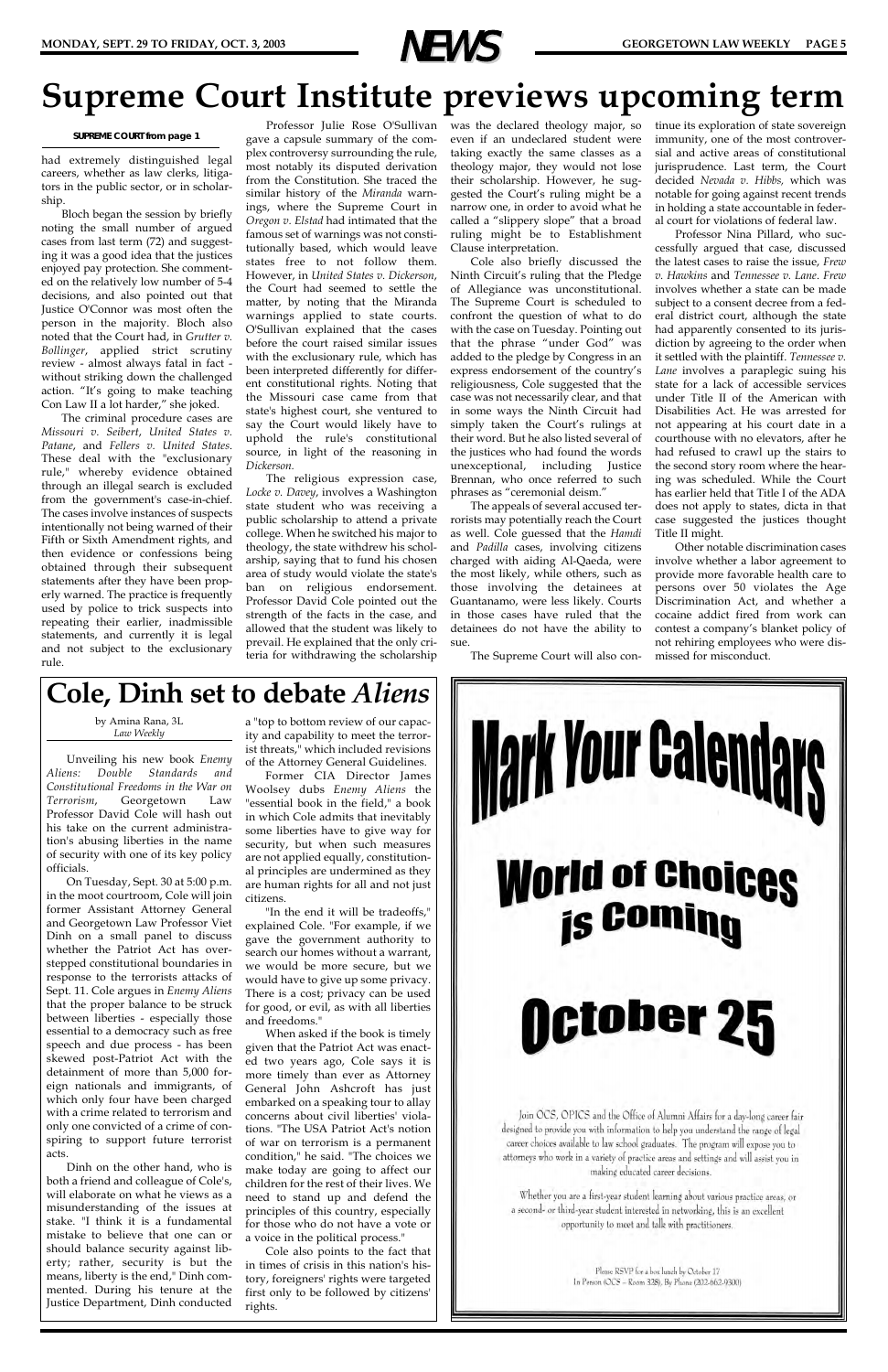# Supreme Court Institute previews upcoming term

**SUPREME COURT from page 1**

had extremely distinguished legal careers, whether as law clerks, litigators in the public sector, or in scholarship.

Bloch began the session by briefly noting the small number of argued cases from last term (72) and suggesting it was a good idea that the justices enjoyed pay protection. She commented on the relatively low number of 5-4 decisions, and also pointed out that Justice O'Connor was most often the person in the majority. Bloch also noted that the Court had, in *Grutter v. Bollinger*, applied strict scrutiny review - almost always fatal in fact - without striking down the challenged action. "It's going to make teaching Con Law II a lot harder," she joked.

The criminal procedure cases are *Missouri v. Seibert*, *United States v. Patane*, and *Fellers v. United States*. These deal with the "exclusionary rule," whereby evidence obtained through an illegal search is excluded from the government's case-in-chief. The cases involve instances of suspects intentionally not being warned of their Fifth or Sixth Amendment rights, and then evidence or confessions being obtained through their subsequent statements after they have been properly warned. The practice is frequently used by police to trick suspects into repeating their earlier, inadmissible statements, and currently it is legal and not subject to the exclusionary rule.

Professor Julie Rose O'Sullivan gave a capsule summary of the complex controversy surrounding the rule, most notably its disputed derivation from the Constitution. She traced the similar history of the *Miranda* warnings, where the Supreme Court in *Oregon v. Elstad* had intimated that the famous set of warnings was not constitutionally based, which would leave states free to not follow them. However, in *United States v. Dickerson*, the Court had seemed to settle the matter, by noting that the Miranda warnings applied to state courts. O'Sullivan explained that the cases before the court raised similar issues with the exclusionary rule, which has been interpreted differently for different constitutional rights. Noting that the Missouri case came from that state's highest court, she ventured to say the Court would likely have to uphold the rule's constitutional source, in light of the reasoning in *Dickerson*.

The religious expression case, *Locke v. Davey*, involves a Washington state student who was receiving a public scholarship to attend a private college. When he switched his major to theology, the state withdrew his scholarship, saying that to fund his chosen area of study would violate the state's ban on religious endorsement. Professor David Cole pointed out the strength of the facts in the case, and allowed that the student was likely to prevail. He explained that the only criteria for withdrawing the scholarship was the declared theology major, so even if an undeclared student were taking exactly the same classes as a theology major, they would not lose their scholarship. However, he suggested the Court's ruling might be a narrow one, in order to avoid what he called a "slippery slope" that a broad ruling might be to Establishment Clause interpretation.

Cole also briefly discussed the Ninth Circuit's ruling that the Pledge of Allegiance was unconstitutional. The Supreme Court is scheduled to confront the question of what to do with the case on Tuesday. Pointing out that the phrase "under God" was added to the pledge by Congress in an express endorsement of the country's religiousness, Cole suggested that the case was not necessarily clear, and that in some ways the Ninth Circuit had simply taken the Court's rulings at their word. But he also listed several of the justices who had found the words unexceptional, including Justice Brennan, who once referred to such phrases as "ceremonial deism."

The appeals of several accused terrorists may potentially reach the Court as well. Cole guessed that the *Hamdi* and *Padilla* cases, involving citizens charged with aiding Al-Qaeda, were the most likely, while others, such as those involving the detainees at Guantanamo, were less likely. Courts in those cases have ruled that the detainees do not have the ability to sue.

The Supreme Court will also continue its exploration of state sovereign immunity, one of the most controversial and active areas of constitutional jurisprudence. Last term, the Court decided *Nevada v. Hibbs*, which was notable for going against recent trends in holding a state accountable in federal court for violations of federal law.

Professor Nina Pillard, who successfully argued that case, discussed the latest cases to raise the issue, *Frew v. Hawkins* and *Tennessee v. Lane*. *Frew* involves whether a state can be made subject to a consent decree from a federal district court, although the state had apparently consented to its jurisdiction by agreeing to the order when it settled with the plaintiff. *Tennessee v. Lane* involves a paraplegic suing his state for a lack of accessible services under Title II of the American with Disabilities Act. He was arrested for not appearing at his court date in a courthouse with no elevators, after he had refused to crawl up the stairs to the second story room where the hearing was scheduled. While the Court has earlier held that Title I of the ADA does not apply to states, dicta in that case suggested the justices thought Title II might.

Other notable discrimination cases involve whether a labor agreement to provide more favorable health care to persons over 50 violates the Age Discrimination Act, and whether a cocaine addict fired from work can contest a company's blanket policy of not rehiring employees who were dismissed for misconduct.

# Cole, Dinh set to debate *Aliens*

by Amina Rana, 3L
*Law Weekly*

Unveiling his new book *Enemy Aliens: Double Standards and Constitutional Freedoms in the War on Terrorism*, Georgetown Law Professor David Cole will hash out his take on the current administration's abusing liberties in the name of security with one of its key policy officials.

On Tuesday, Sept. 30 at 5:00 p.m. in the moot courtroom, Cole will join former Assistant Attorney General and Georgetown Law Professor Viet Dinh on a small panel to discuss whether the Patriot Act has overstepped constitutional boundaries in response to the terrorists attacks of Sept. 11. Cole argues in *Enemy Aliens* that the proper balance to be struck between liberties - especially those essential to a democracy such as free speech and due process - has been skewed post-Patriot Act with the detainment of more than 5,000 foreign nationals and immigrants, of which only four have been charged with a crime related to terrorism and only one convicted of a crime of conspiring to support future terrorist acts.

Dinh on the other hand, who is both a friend and colleague of Cole's, will elaborate on what he views as a misunderstanding of the issues at stake. "I think it is a fundamental mistake to believe that one can or should balance security against liberty; rather, security is but the means, liberty is the end," Dinh commented. During his tenure at the Justice Department, Dinh conducted a "top to bottom review of our capacity and capability to meet the terrorist threats," which included revisions of the Attorney General Guidelines.

Former CIA Director James Woolsey dubs *Enemy Aliens* the "essential book in the field," a book in which Cole admits that inevitably some liberties have to give way for security, but when such measures are not applied equally, constitutional principles are undermined as they are human rights for all and not just citizens.

"In the end it will be tradeoffs," explained Cole. "For example, if we gave the government authority to search our homes without a warrant, we would be more secure, but we would have to give up some privacy. There is a cost; privacy can be used for good, or evil, as with all liberties and freedoms."

When asked if the book is timely given that the Patriot Act was enacted two years ago, Cole says it is more timely than ever as Attorney General John Ashcroft has just embarked on a speaking tour to allay concerns about civil liberties' violations. "The USA Patriot Act's notion of war on terrorism is a permanent condition," he said. "The choices we make today are going to affect our children for the rest of their lives. We need to stand up and defend the principles of this country, especially for those who do not have a vote or a voice in the political process."

Cole also points to the fact that in times of crisis in this nation's history, foreigners' rights were targeted first only to be followed by citizens' rights.

# Mark Your Calendars

## World of Choices is Coming

## October 25

Join OCS, OPICS and the Office of Alumni Affairs for a day-long career fair designed to provide you with information to help you understand the range of legal career choices available to law school graduates. The program will expose you to attorneys who work in a variety of practice areas and settings and will assist you in making educated career decisions.

Whether you are a first-year student learning about various practice areas, or a second- or third-year student interested in networking, this is an excellent opportunity to meet and talk with practitioners.

Please RSVP for a box lunch by October 17
In Person (OCS – Room 328), By Phone (202-662-9300)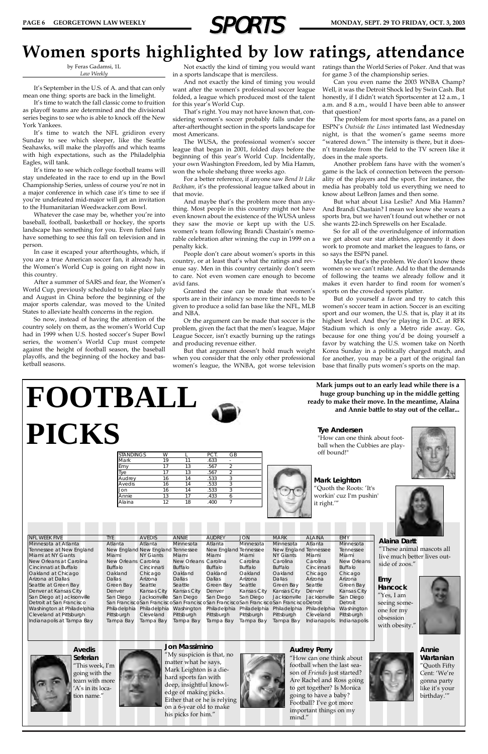# Women sports highlighted by low ratings, attendance

by Feras Gadamsi, 1L
*Law Weekly*

It's September in the U.S. of A. and that can only mean one thing: sports are back in the limelight.

It's time to watch the fall classic come to fruition as playoff teams are determined and the divisional series begins to see who is able to knock off the New York Yankees.

It's time to watch the NFL gridiron every Sunday to see which sleeper, like the Seattle Seahawks, will make the playoffs and which teams with high expectations, such as the Philadelphia Eagles, will tank.

It's time to see which college football teams will stay undefeated in the race to end up in the Bowl Championship Series, unless of course you're not in a major conference in which case it's time to see if you're undefeated mid-major will get an invitation to the Humanitarian Weedwacker.com Bowl.

Whatever the case may be, whether you're into baseball, football, basketball or hockey, the sports landscape has something for you. Even futbol fans have something to see this fall on television and in person.

In case it escaped your afterthoughts, which, if you are a true American soccer fan, it already has, the Women's World Cup is going on right now in this country.

After a summer of SARS and fear, the Women's World Cup, previously scheduled to take place July and August in China before the beginning of the major sports calendar, was moved to the United States to alleviate health concerns in the region.

So now, instead of having the attention of the country solely on them, as the women's World Cup had in 1999 when U.S. hosted soccer's Super Bowl series, the women's World Cup must compete against the height of football season, the baseball playoffs, and the beginning of the hockey and basketball seasons.

Not exactly the kind of timing you would want in a sports landscape that is merciless.

And not exactly the kind of timing you would want after the women's professional soccer league folded, a league which produced most of the talent for this year's World Cup.

That's right. You may not have known that, considering women's soccer probably falls under the after-afterthought section in the sports landscape for most Americans.

The WUSA, the professional women's soccer league that began in 2001, folded days before the beginning of this year's World Cup. Incidentally, your own Washington Freedom, led by Mia Hamm, won the whole shebang three weeks ago.

For a better reference, if anyone saw *Bend It Like Beckham,* it's the professional league talked about in that movie.

And maybe that's the problem more than anything. Most people in this country might not have even known about the existence of the WUSA unless they saw the movie or kept up with the U.S. women's team following Brandi Chastain's memorable celebration after winning the cup in 1999 on a penalty kick.

People don't care about women's sports in this country, or at least that's what the ratings and revenue say. Men in this country certainly don't seem to care. Not even women care enough to become avid fans.

Granted the case can be made that women's sports are in their infancy so more time needs to be given to produce a solid fan base like the NFL, MLB and NBA.

Or the argument can be made that soccer is the problem, given the fact that the men's league, Major League Soccer, isn't exactly burning up the ratings and producing revenue either.

But that argument doesn't hold much weight when you consider that the only other professional women's league, the WNBA, got worse television ratings than the World Series of Poker. And that was for game 3 of the championship series.

Can you even name the 2003 WNBA Champ? Well, it was the Detroit Shock led by Swin Cash. But honestly, if I didn't watch Sportscenter at 12 a.m., 1 a.m. and 8 a.m., would I have been able to answer that question?

The problem for most sports fans, as a panel on ESPN's *Outside the Lines* intimated last Wednesday night, is that the women's game seems more "watered down." The intensity is there, but it doesn't translate from the field to the TV screen like it does in the male sports.

Another problem fans have with the women's game is the lack of connection between the personality of the players and the sport. For instance, the media has probably told us everything we need to know about LeBron James and then some.

But what about Lisa Leslie? And Mia Hamm? And Brandi Chastain? I mean we know she wears a sports bra, but we haven't found out whether or not she wants 22-inch Sprewells on her Escalade.

So for all of the overindulgence of information we get about our star athletes, apparently it does work to promote and market the leagues to fans, or so says the ESPN panel.

Maybe that's the problem. We don't know these women so we can't relate. Add to that the demands of following the teams we already follow and it makes it even harder to find room for women's sports on the crowded sports platter.

But do yourself a favor and try to catch this women's soccer team in action. Soccer is an exciting sport and our women, the U.S. that is, play it at its highest level. And they're playing in D.C. at RFK Stadium which is only a Metro ride away. Go, because for one thing you'd be doing yourself a favor by watching the U.S. women take on North Korea Sunday in a politically charged match, and for another, you may be a part of the original fan base that finally puts women's sports on the map.

# FOOTBALL PICKS

**Mark jumps out to an early lead while there is a huge group bunching up in the middle getting ready to make their move. In the meantime, Alaina and Annie battle to stay out of the cellar...**

| STANDINGS | W | L | PCT. | GB |
|---|---|---|---|---|
| Mark | 19 | 11 | .633 | - |
| Emy | 17 | 13 | .567 | 2 |
| Tye | 17 | 13 | .567 | 2 |
| Audrey | 16 | 14 | .533 | 3 |
| Avedis | 16 | 14 | .533 | 3 |
| Jon | 16 | 14 | .533 | 3 |
| Annie | 13 | 17 | .433 | 6 |
| Alaina | 12 | 18 | .400 | 7 |

| NFL WEEK FIVE | TYE | AVEDIS | ANNIE | AUDREY | JON | MARK | ALAINA | EMY |
|---|---|---|---|---|---|---|---|---|
| Minnesota at Atlanta | Atlanta | Atlanta | Minnesota | Atlanta | Minnesota | Minnesota | Atlanta | Minnesota |
| Tennessee at New England | New England | New England | Tennessee | New England | Tennessee | New England | Tennessee | Tennessee |
| Miami at NY Giants | Miami | NY Giants | Miami | Miami | Miami | NY Giants | Miami | Miami |
| New Orleans at Carolina | New Orleans | Carolina | New Orleans | Carolina | Carolina | Carolina | Carolina | New Orleans |
| Cincinnati at Buffalo | Buffalo | Cincinnati | Buffalo | Buffalo | Buffalo | Buffalo | Cincinnati | Buffalo |
| Oakland at Chicago | Oakland | Chicago | Oakland | Oakland | Oakland | Oakland | Chicago | Chicago |
| Arizona at Dallas | Dallas | Arizona | Dallas | Dallas | Arizona | Dallas | Arizona | Arizona |
| Seattle at Green Bay | Green Bay | Seattle | Seattle | Green Bay | Seattle | Green Bay | Seattle | Green Bay |
| Denver at Kansas City | Denver | Kansas City | Kansas City | Denver | Kansas City | Kansas City | Denver | Kansas City |
| San Diego at Jacksonville | San Diego | Jacksonville | San Diego | San Diego | San Diego | Jacksonville | Jacksonville | San Diego |
| Detroit at San Francisco | San Francisco | San Francisco | San Francisco | San Francisco | San Francisco | San Francisco | Detroit | Detroit |
| Washington at Philadelphia | Philadelphia | Philadelphia | Washington | Philadelphia | Philadelphia | Philadelphia | Philadelphia | Washington |
| Cleveland at Pittsburgh | Pittsburgh | Cleveland | Pittsburgh | Pittsburgh | Pittsburgh | Pittsburgh | Cleveland | Pittsburgh |
| Indianapolis at Tampa Bay | Tampa Bay | Tampa Bay | Tampa Bay | Tampa Bay | Tampa Bay | Tampa Bay | Indianapolis | Indianapolis |

**Tye Andersen**
"How can one think about football when the Cubbies are playoff bound!"

**Mark Leighton**
"Quoth the Roots: 'It's workin' cuz I'm pushin' it right.'"

**Alaina Dartt**
"These animal mascots all live much better lives outside of zoos."

**Emy Hancock**
"Yes, I am seeing someone for my obsession with obesity."

**Avedis Seferian**
"This week, I'm going with the team with more 'A's in its location name."

**Jon Massimino**
"My suspicion is that, no matter what he says, Mark Leighton is a die-hard sports fan with deep, insightful knowledge of making picks. Either that or he is relying on a 6-year old to make his picks for him."

**Audrey Perry**
"How can one think about football when the last season of *Friends* just started? Are Rachel and Ross going to get together? Is Monica going to have a baby? Football? I've got more important things on my mind."

**Annie Wartanian**
"Quoth Fifty Cent: 'We're gonna party like it's your birthday.'"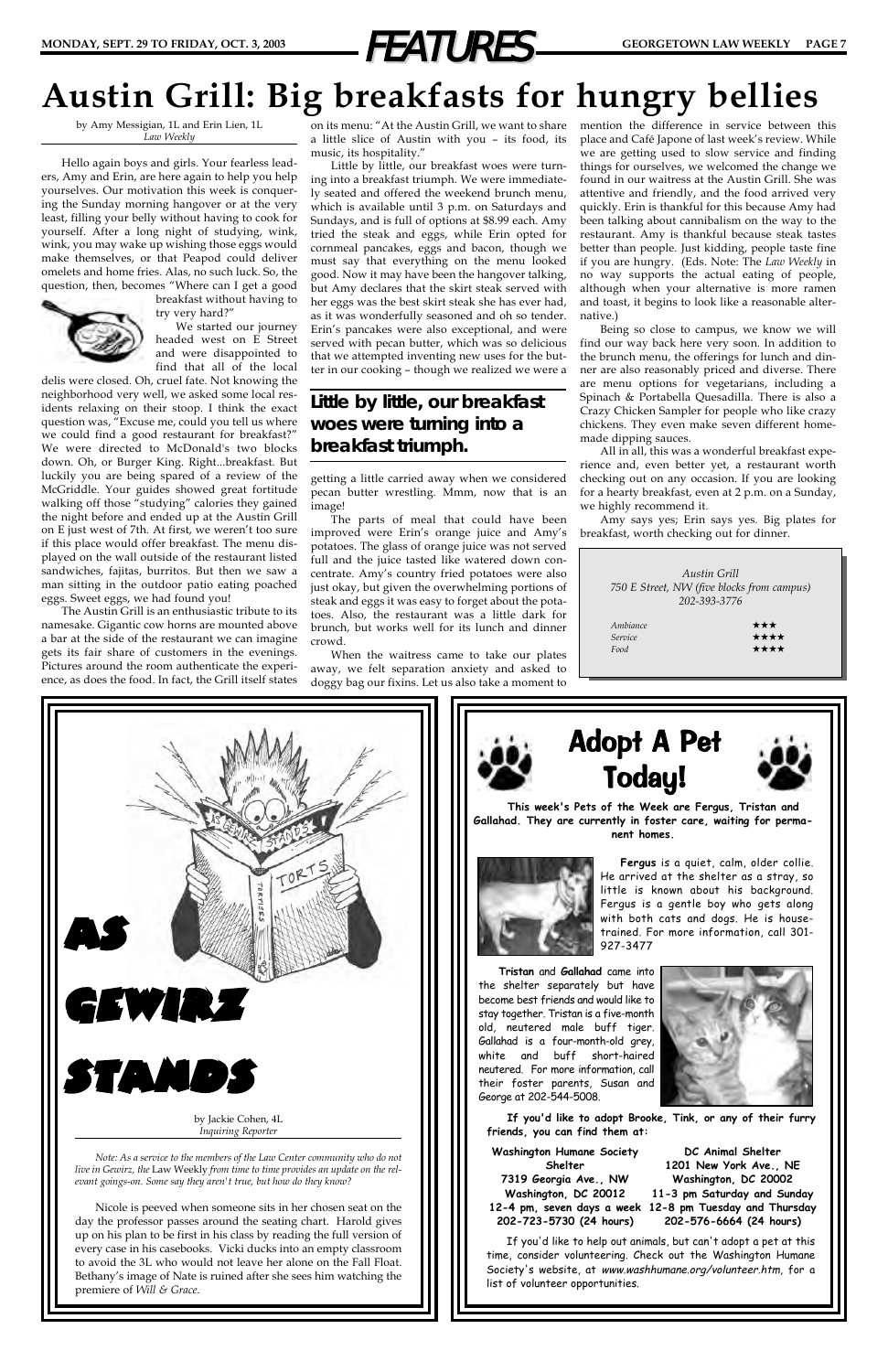# Austin Grill: Big breakfasts for hungry bellies

by Amy Messigian, 1L and Erin Lien, 1L
*Law Weekly*

Hello again boys and girls. Your fearless leaders, Amy and Erin, are here again to help you help yourselves. Our motivation this week is conquering the Sunday morning hangover or at the very least, filling your belly without having to cook for yourself. After a long night of studying, wink, wink, you may wake up wishing those eggs would make themselves, or that Peapod could deliver omelets and home fries. Alas, no such luck. So, the question, then, becomes "Where can I get a good breakfast without having to try very hard?"

We started our journey headed west on E Street and were disappointed to find that all of the local delis were closed. Oh, cruel fate. Not knowing the neighborhood very well, we asked some local residents relaxing on their stoop. I think the exact question was, "Excuse me, could you tell us where we could find a good restaurant for breakfast?" We were directed to McDonald's two blocks down. Oh, or Burger King. Right...breakfast. But luckily you are being spared of a review of the McGriddle. Your guides showed great fortitude walking off those "studying" calories they gained the night before and ended up at the Austin Grill on E just west of 7th. At first, we weren't too sure if this place would offer breakfast. The menu displayed on the wall outside of the restaurant listed sandwiches, fajitas, burritos. But then we saw a man sitting in the outdoor patio eating poached eggs. Sweet eggs, we had found you!

The Austin Grill is an enthusiastic tribute to its namesake. Gigantic cow horns are mounted above a bar at the side of the restaurant we can imagine gets its fair share of customers in the evenings. Pictures around the room authenticate the experience, as does the food. In fact, the Grill itself states on its menu: "At the Austin Grill, we want to share a little slice of Austin with you – its food, its music, its hospitality."

Little by little, our breakfast woes were turning into a breakfast triumph. We were immediately seated and offered the weekend brunch menu, which is available until 3 p.m. on Saturdays and Sundays, and is full of options at $8.99 each. Amy tried the steak and eggs, while Erin opted for cornmeal pancakes, eggs and bacon, though we must say that everything on the menu looked good. Now it may have been the hangover talking, but Amy declares that the skirt steak served with her eggs was the best skirt steak she has ever had, as it was wonderfully seasoned and oh so tender. Erin's pancakes were also exceptional, and were served with pecan butter, which was so delicious that we attempted inventing new uses for the butter in our cooking – though we realized we were a getting a little carried away when we considered pecan butter wrestling. Mmm, now that is an image!

> **Little by little, our breakfast woes were turning into a breakfast triumph.**

The parts of meal that could have been improved were Erin's orange juice and Amy's potatoes. The glass of orange juice was not served full and the juice tasted like watered down concentrate. Amy's country fried potatoes were also just okay, but given the overwhelming portions of steak and eggs it was easy to forget about the potatoes. Also, the restaurant was a little dark for brunch, but works well for its lunch and dinner crowd.

When the waitress came to take our plates away, we felt separation anxiety and asked to doggy bag our fixins. Let us also take a moment to mention the difference in service between this place and Café Japone of last week's review. While we are getting used to slow service and finding things for ourselves, we welcomed the change we found in our waitress at the Austin Grill. She was attentive and friendly, and the food arrived very quickly. Erin is thankful for this because Amy had been talking about cannibalism on the way to the restaurant. Amy is thankful because steak tastes better than people. Just kidding, people taste fine if you are hungry. (Eds. Note: The *Law Weekly* in no way supports the actual eating of people, although when your alternative is more ramen and toast, it begins to look like a reasonable alternative.)

Being so close to campus, we know we will find our way back here very soon. In addition to the brunch menu, the offerings for lunch and dinner are also reasonably priced and diverse. There are menu options for vegetarians, including a Spinach & Portabella Quesadilla. There is also a Crazy Chicken Sampler for people who like crazy chickens. They even make seven different homemade dipping sauces.

All in all, this was a wonderful breakfast experience and, even better yet, a restaurant worth checking out on any occasion. If you are looking for a hearty breakfast, even at 2 p.m. on a Sunday, we highly recommend it.

Amy says yes; Erin says yes. Big plates for breakfast, worth checking out for dinner.

*Austin Grill*
*750 E Street, NW (five blocks from campus)*
*202-393-3776*

| | |
|---|---|
| *Ambiance* | ★★★ |
| *Service* | ★★★★ |
| *Food* | ★★★★ |

# As Gewirz Stands

by Jackie Cohen, 4L
*Inquiring Reporter*

*Note: As a service to the members of the Law Center community who do not live in Gewirz, the* Law Weekly *from time to time provides an update on the relevant goings-on. Some say they aren't true, but how do they know?*

Nicole is peeved when someone sits in her chosen seat on the day the professor passes around the seating chart. Harold gives up on his plan to be first in his class by reading the full version of every case in his casebooks. Vicki ducks into an empty classroom to avoid the 3L who would not leave her alone on the Fall Float. Bethany's image of Nate is ruined after she sees him watching the premiere of *Will & Grace*.

# Adopt A Pet Today!

**This week's Pets of the Week are Fergus, Tristan and Gallahad. They are currently in foster care, waiting for permanent homes.**

**Fergus** is a quiet, calm, older collie. He arrived at the shelter as a stray, so little is known about his background. Fergus is a gentle boy who gets along with both cats and dogs. He is house-trained. For more information, call 301-927-3477

**Tristan** and **Gallahad** came into the shelter separately but have become best friends and would like to stay together. Tristan is a five-month old, neutered male buff tiger. Gallahad is a four-month-old grey, white and buff short-haired neutered. For more information, call their foster parents, Susan and George at 202-544-5008.

**If you'd like to adopt Brooke, Tink, or any of their furry friends, you can find them at:**

| Washington Humane Society Shelter | DC Animal Shelter |
|---|---|
| 7319 Georgia Ave., NW | 1201 New York Ave., NE |
| Washington, DC 20012 | Washington, DC 20002 |
| 12-4 pm, seven days a week | 11-3 pm Saturday and Sunday; 12-8 pm Tuesday and Thursday |
| 202-723-5730 (24 hours) | 202-576-6664 (24 hours) |

If you'd like to help out animals, but can't adopt a pet at this time, consider volunteering. Check out the Washington Humane Society's website, at *www.washhumane.org/volunteer.htm*, for a list of volunteer opportunities.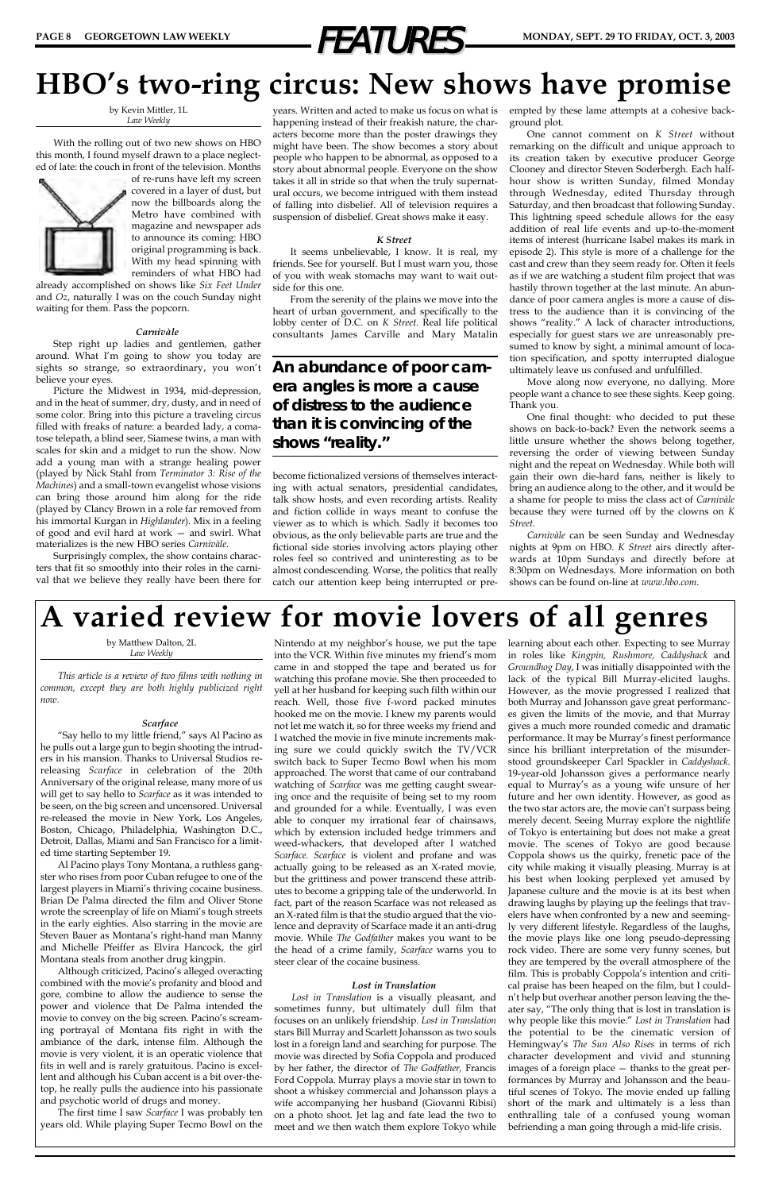# HBO's two-ring circus: New shows have promise

by Kevin Mittler, 1L
*Law Weekly*

With the rolling out of two new shows on HBO this month, I found myself drawn to a place neglected of late: the couch in front of the television. Months of re-runs have left my screen covered in a layer of dust, but now the billboards along the Metro have combined with magazine and newspaper ads to announce its coming: HBO original programming is back. With my head spinning with reminders of what HBO had already accomplished on shows like *Six Feet Under* and *Oz*, naturally I was on the couch Sunday night waiting for them. Pass the popcorn.

### *Carnivàle*

Step right up ladies and gentlemen, gather around. What I'm going to show you today are sights so strange, so extraordinary, you won't believe your eyes.

Picture the Midwest in 1934, mid-depression, and in the heat of summer, dry, dusty, and in need of some color. Bring into this picture a traveling circus filled with freaks of nature: a bearded lady, a comatose telepath, a blind seer, Siamese twins, a man with scales for skin and a midget to run the show. Now add a young man with a strange healing power (played by Nick Stahl from *Terminator 3: Rise of the Machines*) and a small-town evangelist whose visions can bring those around him along for the ride (played by Clancy Brown in a role far removed from his immortal Kurgan in *Highlander*). Mix in a feeling of good and evil hard at work — and swirl. What materializes is the new HBO series *Carnivàle*.

Surprisingly complex, the show contains characters that fit so smoothly into their roles in the carnival that we believe they really have been there for years. Written and acted to make us focus on what is happening instead of their freakish nature, the characters become more than the poster drawings they might have been. The show becomes a story about people who happen to be abnormal, as opposed to a story about abnormal people. Everyone on the show takes it all in stride so that when the truly supernatural occurs, we become intrigued with them instead of falling into disbelief. All of television requires a suspension of disbelief. Great shows make it easy.

### *K Street*

It seems unbelievable, I know. It is real, my friends. See for yourself. But I must warn you, those of you with weak stomachs may want to wait outside for this one.

From the serenity of the plains we move into the heart of urban government, and specifically to the lobby center of D.C. on *K Street*. Real life political consultants James Carville and Mary Matalin become fictionalized versions of themselves interacting with actual senators, presidential candidates, talk show hosts, and even recording artists. Reality and fiction collide in ways meant to confuse the viewer as to which is which. Sadly it becomes too obvious, as the only believable parts are true and the fictional side stories involving actors playing other roles feel so contrived and uninteresting as to be almost condescending. Worse, the politics that really catch our attention keep being interrupted or preempted by these lame attempts at a cohesive background plot.

**An abundance of poor camera angles is more a cause of distress to the audience than it is convincing of the shows "reality."**

One cannot comment on *K Street* without remarking on the difficult and unique approach to its creation taken by executive producer George Clooney and director Steven Soderbergh. Each half-hour show is written Sunday, filmed Monday through Wednesday, edited Thursday through Saturday, and then broadcast that following Sunday. This lightning speed schedule allows for the easy addition of real life events and up-to-the-moment items of interest (hurricane Isabel makes its mark in episode 2). This style is more of a challenge for the cast and crew than they seem ready for. Often it feels as if we are watching a student film project that was hastily thrown together at the last minute. An abundance of poor camera angles is more a cause of distress to the audience than it is convincing of the shows "reality." A lack of character introductions, especially for guest stars we are unreasonably presumed to know by sight, a minimal amount of location specification, and spotty interrupted dialogue ultimately leave us confused and unfulfilled.

Move along now everyone, no dallying. More people want a chance to see these sights. Keep going. Thank you.

One final thought: who decided to put these shows on back-to-back? Even the network seems a little unsure whether the shows belong together, reversing the order of viewing between Sunday night and the repeat on Wednesday. While both will gain their own die-hard fans, neither is likely to bring an audience along to the other, and it would be a shame for people to miss the class act of *Carnivàle* because they were turned off by the clowns on *K Street*.

*Carnivàle* can be seen Sunday and Wednesday nights at 9pm on HBO. *K Street* airs directly afterwards at 10pm Sundays and directly before at 8:30pm on Wednesdays. More information on both shows can be found on-line at *www.hbo.com*.

# A varied review for movie lovers of all genres

by Matthew Dalton, 2L
*Law Weekly*

*This article is a review of two films with nothing in common, except they are both highly publicized right now.*

### *Scarface*

"Say hello to my little friend," says Al Pacino as he pulls out a large gun to begin shooting the intruders in his mansion. Thanks to Universal Studios re-releasing *Scarface* in celebration of the 20th Anniversary of the original release, many more of us will get to say hello to *Scarface* as it was intended to be seen, on the big screen and uncensored. Universal re-released the movie in New York, Los Angeles, Boston, Chicago, Philadelphia, Washington D.C., Detroit, Dallas, Miami and San Francisco for a limited time starting September 19.

Al Pacino plays Tony Montana, a ruthless gangster who rises from poor Cuban refugee to one of the largest players in Miami's thriving cocaine business. Brian De Palma directed the film and Oliver Stone wrote the screenplay of life on Miami's tough streets in the early eighties. Also starring in the movie are Steven Bauer as Montana's right-hand man Manny and Michelle Pfeiffer as Elvira Hancock, the girl Montana steals from another drug kingpin.

Although criticized, Pacino's alleged overacting combined with the movie's profanity and blood and gore, combine to allow the audience to sense the power and violence that De Palma intended the movie to convey on the big screen. Pacino's screaming portrayal of Montana fits right in with the ambiance of the dark, intense film. Although the movie is very violent, it is an operatic violence that fits in well and is rarely gratuitous. Pacino is excellent and although his Cuban accent is a bit over-the-top, he really pulls the audience into his passionate and psychotic world of drugs and money.

The first time I saw *Scarface* I was probably ten years old. While playing Super Tecmo Bowl on the Nintendo at my neighbor's house, we put the tape into the VCR. Within five minutes my friend's mom came in and stopped the tape and berated us for watching this profane movie. She then proceeded to yell at her husband for keeping such filth within our reach. Well, those five f-word packed minutes hooked me on the movie. I knew my parents would not let me watch it, so for three weeks my friend and I watched the movie in five minute increments making sure we could quickly switch the TV/VCR switch back to Super Tecmo Bowl when his mom approached. The worst that came of our contraband watching of *Scarface* was me getting caught swearing once and the requisite of being set to my room and grounded for a while. Eventually, I was even able to conquer my irrational fear of chainsaws, which by extension included hedge trimmers and weed-whackers, that developed after I watched *Scarface*. *Scarface* is violent and profane and was actually going to be released as an X-rated movie, but the grittiness and power transcend these attributes to become a gripping tale of the underworld. In fact, part of the reason Scarface was not released as an X-rated film is that the studio argued that the violence and depravity of Scarface made it an anti-drug movie. While *The Godfather* makes you want to be the head of a crime family, *Scarface* warns you to steer clear of the cocaine business.

### *Lost in Translation*

*Lost in Translation* is a visually pleasant, and sometimes funny, but ultimately dull film that focuses on an unlikely friendship. *Lost in Translation* stars Bill Murray and Scarlett Johansson as two souls lost in a foreign land and searching for purpose. The movie was directed by Sofia Coppola and produced by her father, the director of *The Godfather,* Francis Ford Coppola. Murray plays a movie star in town to shoot a whiskey commercial and Johansson plays a wife accompanying her husband (Giovanni Ribisi) on a photo shoot. Jet lag and fate lead the two to meet and we then watch them explore Tokyo while learning about each other. Expecting to see Murray in roles like *Kingpin, Rushmore, Caddyshack* and *Groundhog Day*, I was initially disappointed with the lack of the typical Bill Murray-elicited laughs. However, as the movie progressed I realized that both Murray and Johansson gave great performances given the limits of the movie, and that Murray gives a much more rounded comedic and dramatic performance. It may be Murray's finest performance since his brilliant interpretation of the misunderstood groundskeeper Carl Spackler in *Caddyshack*. 19-year-old Johansson gives a performance nearly equal to Murray's as a young wife unsure of her future and her own identity. However, as good as the two star actors are, the movie can't surpass being merely decent. Seeing Murray explore the nightlife of Tokyo is entertaining but does not make a great movie. The scenes of Tokyo are good because Coppola shows us the quirky, frenetic pace of the city while making it visually pleasing. Murray is at his best when looking perplexed yet amused by Japanese culture and the movie is at its best when drawing laughs by playing up the feelings that travelers have when confronted by a new and seemingly very different lifestyle. Regardless of the laughs, the movie plays like one long pseudo-depressing rock video. There are some very funny scenes, but they are tempered by the overall atmosphere of the film. This is probably Coppola's intention and critical praise has been heaped on the film, but I couldn't help but overhear another person leaving the theater say, "The only thing that is lost in translation is why people like this movie." *Lost in Translation* had the potential to be the cinematic version of Hemingway's *The Sun Also Rises* in terms of rich character development and vivid and stunning images of a foreign place — thanks to the great performances by Murray and Johansson and the beautiful scenes of Tokyo. The movie ended up falling short of the mark and ultimately is a less than enthralling tale of a confused young woman befriending a man going through a mid-life crisis.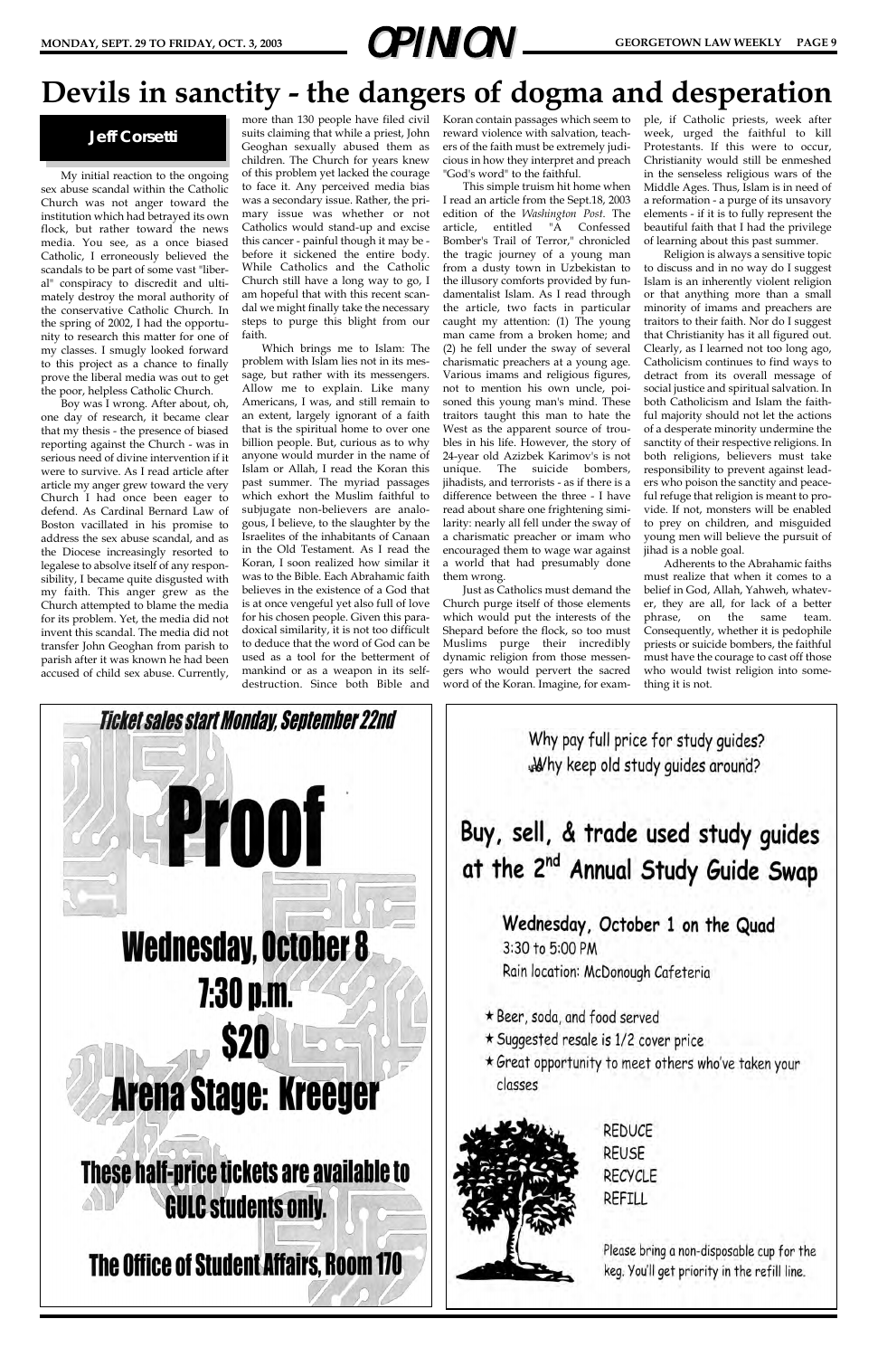# Devils in sanctity - the dangers of dogma and desperation

**Jeff Corsetti**

My initial reaction to the ongoing sex abuse scandal within the Catholic Church was not anger toward the institution which had betrayed its own flock, but rather toward the news media. You see, as a once biased Catholic, I erroneously believed the scandals to be part of some vast "liberal" conspiracy to discredit and ultimately destroy the moral authority of the conservative Catholic Church. In the spring of 2002, I had the opportunity to research this matter for one of my classes. I smugly looked forward to this project as a chance to finally prove the liberal media was out to get the poor, helpless Catholic Church.

Boy was I wrong. After about, oh, one day of research, it became clear that my thesis - the presence of biased reporting against the Church - was in serious need of divine intervention if it were to survive. As I read article after article my anger grew toward the very Church I had once been eager to defend. As Cardinal Bernard Law of Boston vacillated in his promise to address the sex abuse scandal, and as the Diocese increasingly resorted to legalese to absolve itself of any responsibility, I became quite disgusted with my faith. This anger grew as the Church attempted to blame the media for its problem. Yet, the media did not invent this scandal. The media did not transfer John Geoghan from parish to parish after it was known he had been accused of child sex abuse. Currently, more than 130 people have filed civil suits claiming that while a priest, John Geoghan sexually abused them as children. The Church for years knew of this problem yet lacked the courage to face it. Any perceived media bias was a secondary issue. Rather, the primary issue was whether or not Catholics would stand-up and excise this cancer - painful though it may be - before it sickened the entire body. While Catholics and the Catholic Church still have a long way to go, I am hopeful that with this recent scandal we might finally take the necessary steps to purge this blight from our faith.

Which brings me to Islam: The problem with Islam lies not in its message, but rather with its messengers. Allow me to explain. Like many Americans, I was, and still remain to an extent, largely ignorant of a faith that is the spiritual home to over one billion people. But, curious as to why anyone would murder in the name of Islam or Allah, I read the Koran this past summer. The myriad passages which exhort the Muslim faithful to subjugate non-believers are analogous, I believe, to the slaughter by the Israelites of the inhabitants of Canaan in the Old Testament. As I read the Koran, I soon realized how similar it was to the Bible. Each Abrahamic faith believes in the existence of a God that is at once vengeful yet also full of love for his chosen people. Given this paradoxical similarity, it is not too difficult to deduce that the word of God can be used as a tool for the betterment of mankind or as a weapon in its self-destruction. Since both Bible and Koran contain passages which seem to reward violence with salvation, teachers of the faith must be extremely judicious in how they interpret and preach "God's word" to the faithful.

This simple truism hit home when I read an article from the Sept.18, 2003 edition of the *Washington Post*. The article, entitled "A Confessed Bomber's Trail of Terror," chronicled the tragic journey of a young man from a dusty town in Uzbekistan to the illusory comforts provided by fundamentalist Islam. As I read through the article, two facts in particular caught my attention: (1) The young man came from a broken home; and (2) he fell under the sway of several charismatic preachers at a young age. Various imams and religious figures, not to mention his own uncle, poisoned this young man's mind. These traitors taught this man to hate the West as the apparent source of troubles in his life. However, the story of 24-year old Azizbek Karimov's is not unique. The suicide bombers, jihadists, and terrorists - as if there is a difference between the three - I have read about share one frightening similarity: nearly all fell under the sway of a charismatic preacher or imam who encouraged them to wage war against a world that had presumably done them wrong.

Just as Catholics must demand the Church purge itself of those elements which would put the interests of the Shepard before the flock, so too must Muslims purge their incredibly dynamic religion from those messengers who would pervert the sacred word of the Koran. Imagine, for example, if Catholic priests, week after week, urged the faithful to kill Protestants. If this were to occur, Christianity would still be enmeshed in the senseless religious wars of the Middle Ages. Thus, Islam is in need of a reformation - a purge of its unsavory elements - if it is to fully represent the beautiful faith that I had the privilege of learning about this past summer.

Religion is always a sensitive topic to discuss and in no way do I suggest Islam is an inherently violent religion or that anything more than a small minority of imams and preachers are traitors to their faith. Nor do I suggest that Christianity has it all figured out. Clearly, as I learned not too long ago, Catholicism continues to find ways to detract from its overall message of social justice and spiritual salvation. In both Catholicism and Islam the faithful majority should not let the actions of a desperate minority undermine the sanctity of their respective religions. In both religions, believers must take responsibility to prevent against leaders who poison the sanctity and peaceful refuge that religion is meant to provide. If not, monsters will be enabled to prey on children, and misguided young men will believe the pursuit of jihad is a noble goal.

Adherents to the Abrahamic faiths must realize that when it comes to a belief in God, Allah, Yahweh, whatever, they are all, for lack of a better phrase, on the same team. Consequently, whether it is pedophile priests or suicide bombers, the faithful must have the courage to cast off those who would twist religion into something it is not.

---

***Ticket sales start Monday, September 22nd***

**Proof**

**Wednesday, October 8**

**7:30 p.m.**

**$20**

**Arena Stage: Kreeger**

**These half-price tickets are available to GULC students only.**

**The Office of Student Affairs, Room 170**

---

Why pay full price for study guides?
Why keep old study guides around?

**Buy, sell, & trade used study guides at the 2nd Annual Study Guide Swap**

Wednesday, October 1 on the Quad
3:30 to 5:00 PM
Rain location: McDonough Cafeteria

- ★ Beer, soda, and food served
- ★ Suggested resale is 1/2 cover price
- ★ Great opportunity to meet others who've taken your classes

REDUCE
REUSE
RECYCLE
REFILL

Please bring a non-disposable cup for the keg. You'll get priority in the refill line.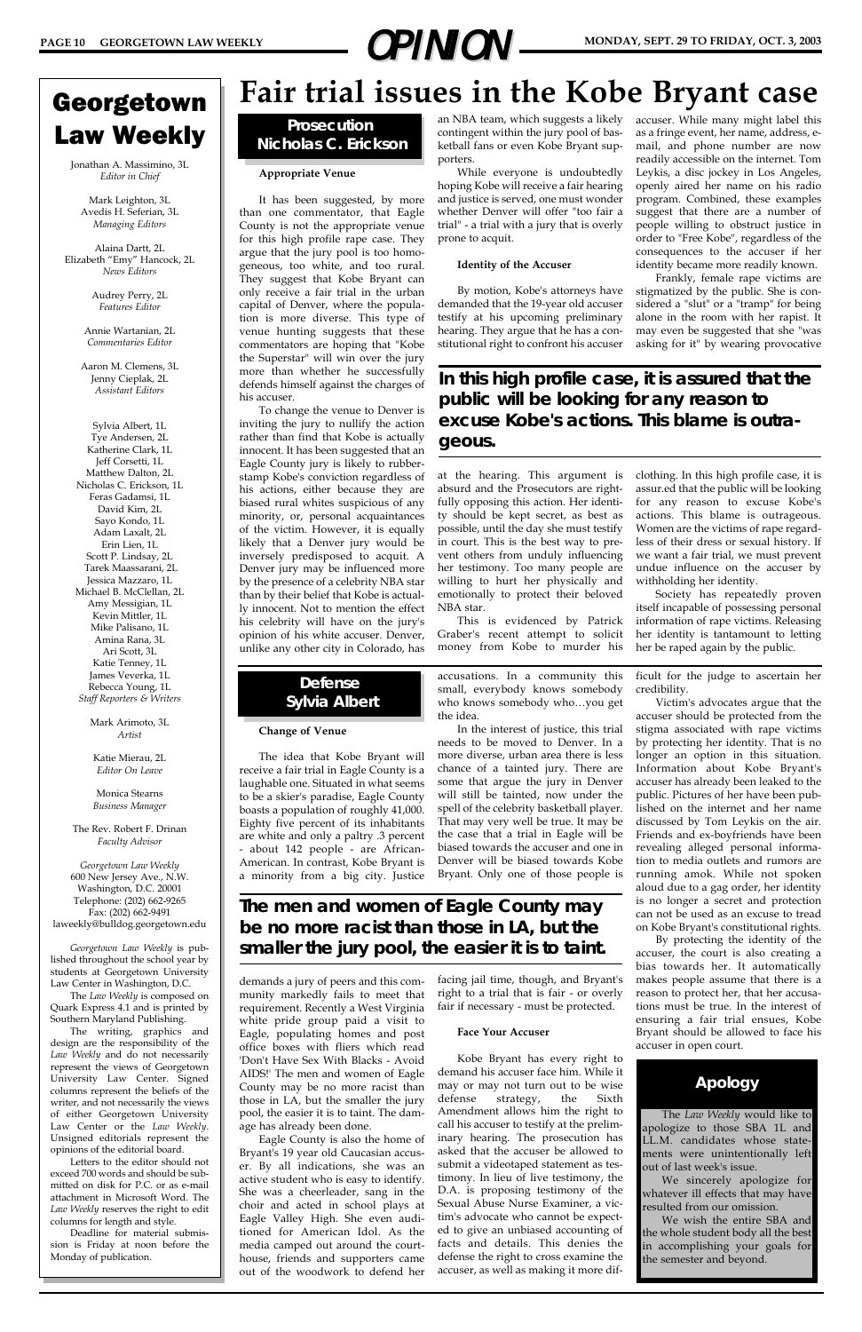# Georgetown Law Weekly

Jonathan A. Massimino, 3L
*Editor in Chief*

Mark Leighton, 3L
Avedis H. Seferian, 3L
*Managing Editors*

Alaina Dartt, 2L
Elizabeth "Emy" Hancock, 2L
*News Editors*

Audrey Perry, 2L
*Features Editor*

Annie Wartanian, 2L
*Commentaries Editor*

Aaron M. Clemens, 3L
Jenny Cieplak, 2L
*Assistant Editors*

Sylvia Albert, 1L
Tye Andersen, 2L
Katherine Clark, 1L
Jeff Corsetti, 1L
Matthew Dalton, 2L
Nicholas C. Erickson, 1L
Feras Gadamsi, 1L
David Kim, 2L
Sayo Kondo, 1L
Adam Laxalt, 2L
Erin Lien, 1L
Scott P. Lindsay, 2L
Tarek Maassarani, 2L
Jessica Mazzaro, 1L
Michael B. McClellan, 2L
Amy Messigian, 1L
Kevin Mittler, 1L
Mike Palisano, 1L
Amina Rana, 3L
Ari Scott, 3L
Katie Tenney, 1L
James Veverka, 1L
Rebecca Young, 1L
*Staff Reporters & Writers*

Mark Arimoto, 3L
*Artist*

Katie Mierau, 2L
*Editor On Leave*

Monica Stearns
*Business Manager*

The Rev. Robert F. Drinan
*Faculty Advisor*

*Georgetown Law Weekly*
600 New Jersey Ave., N.W.
Washington, D.C. 20001
Telephone: (202) 662-9265
Fax: (202) 662-9491
laweekly@bulldog.georgetown.edu

*Georgetown Law Weekly* is published throughout the school year by students at Georgetown University Law Center in Washington, D.C.

The *Law Weekly* is composed on Quark Express 4.1 and is printed by Southern Maryland Publishing.

The writing, graphics and design are the responsibility of the *Law Weekly* and do not necessarily represent the views of Georgetown University Law Center. Signed columns represent the beliefs of the writer, and not necessarily the views of either Georgetown University Law Center or the *Law Weekly*. Unsigned editorials represent the opinions of the editorial board.

Letters to the editor should not exceed 700 words and should be submitted on disk for P.C. or as e-mail attachment in Microsoft Word. The *Law Weekly* reserves the right to edit columns for length and style.

Deadline for material submission is Friday at noon before the Monday of publication.

# Fair trial issues in the Kobe Bryant case

## Prosecution
## Nicholas C. Erickson

### Appropriate Venue

It has been suggested, by more than one commentator, that Eagle County is not the appropriate venue for this high profile rape case. They argue that the jury pool is too homogeneous, too white, and too rural. They suggest that Kobe Bryant can only receive a fair trial in the urban capital of Denver, where the population is more diverse. This type of venue hunting suggests that these commentators are hoping that "Kobe the Superstar" will win over the jury more than whether he successfully defends himself against the charges of his accuser.

To change the venue to Denver is inviting the jury to nullify the action rather than find that Kobe is actually innocent. It has been suggested that an Eagle County jury is likely to rubber-stamp Kobe's conviction regardless of his actions, either because they are biased rural whites suspicious of any minority, or, personal acquaintances of the victim. However, it is equally likely that a Denver jury would be inversely predisposed to acquit. A Denver jury may be influenced more by the presence of a celebrity NBA star than by their belief that Kobe is actually innocent. Not to mention the effect his celebrity will have on the jury's opinion of his white accuser. Denver, unlike any other city in Colorado, has an NBA team, which suggests a likely contingent within the jury pool of basketball fans or even Kobe Bryant supporters.

While everyone is undoubtedly hoping Kobe will receive a fair hearing and justice is served, one must wonder whether Denver will offer "too fair a trial" - a trial with a jury that is overly prone to acquit.

### Identity of the Accuser

By motion, Kobe's attorneys have demanded that the 19-year old accuser testify at his upcoming preliminary hearing. They argue that he has a constitutional right to confront his accuser at the hearing. This argument is absurd and the Prosecutors are rightfully opposing this action. Her identity should be kept secret, as best as possible, until the day she must testify in court. This is the best way to prevent others from unduly influencing her testimony. Too many people are willing to hurt her physically and emotionally to protect their beloved NBA star.

This is evidenced by Patrick Graber's recent attempt to solicit money from Kobe to murder his accuser. While many might label this as a fringe event, her name, address, e-mail, and phone number are now readily accessible on the internet. Tom Leykis, a disc jockey in Los Angeles, openly aired her name on his radio program. Combined, these examples suggest that there are a number of people willing to obstruct justice in order to "Free Kobe", regardless of the consequences to the accuser if her identity became more readily known.

Frankly, female rape victims are stigmatized by the public. She is considered a "slut" or a "tramp" for being alone in the room with her rapist. It may even be suggested that she "was asking for it" by wearing provocative clothing. In this high profile case, it is assur.ed that the public will be looking for any reason to excuse Kobe's actions. This blame is outrageous. Women are the victims of rape regardless of their dress or sexual history. If we want a fair trial, we must prevent undue influence on the accuser by withholding her identity.

Society has repeatedly proven itself incapable of possessing personal information of rape victims. Releasing her identity is tantamount to letting her be raped again by the public.

**In this high profile case, it is assured that the public will be looking for any reason to excuse Kobe's actions. This blame is outrageous.**

## Defense
## Sylvia Albert

### Change of Venue

The idea that Kobe Bryant will receive a fair trial in Eagle County is a laughable one. Situated in what seems to be a skier's paradise, Eagle County boasts a population of roughly 41,000. Eighty five percent of its inhabitants are white and only a paltry .3 percent - about 142 people - are African-American. In contrast, Kobe Bryant is a minority from a big city. Justice demands a jury of peers and this community markedly fails to meet that requirement. Recently a West Virginia white pride group paid a visit to Eagle, populating homes and post office boxes with fliers which read 'Don't Have Sex With Blacks - Avoid AIDS!' The men and women of Eagle County may be no more racist than those in LA, but the smaller the jury pool, the easier it is to taint. The damage has already been done.

Eagle County is also the home of Bryant's 19 year old Caucasian accuser. By all indications, she was an active student who is easy to identify. She was a cheerleader, sang in the choir and acted in school plays at Eagle Valley High. She even auditioned for American Idol. As the media camped out around the courthouse, friends and supporters came out of the woodwork to defend her accusations. In a community this small, everybody knows somebody who knows somebody who…you get the idea.

In the interest of justice, this trial needs to be moved to Denver. In a more diverse, urban area there is less chance of a tainted jury. There are some that argue the jury in Denver will still be tainted, now under the spell of the celebrity basketball player. That may very well be true. It may be the case that a trial in Eagle will be biased towards the accuser and one in Denver will be biased towards Kobe Bryant. Only one of those people is facing jail time, though, and Bryant's right to a trial that is fair - or overly fair if necessary - must be protected.

**The men and women of Eagle County may be no more racist than those in LA, but the smaller the jury pool, the easier it is to taint.**

### Face Your Accuser

Kobe Bryant has every right to demand his accuser face him. While it may or may not turn out to be wise defense strategy, the Sixth Amendment allows him the right to call his accuser to testify at the preliminary hearing. The prosecution has asked that the accuser be allowed to submit a videotaped statement as testimony. In lieu of live testimony, the D.A. is proposing testimony of the Sexual Abuse Nurse Examiner, a victim's advocate who cannot be expected to give an unbiased accounting of facts and details. This denies the defense the right to cross examine the accuser, as well as making it more difficult for the judge to ascertain her credibility.

Victim's advocates argue that the accuser should be protected from the stigma associated with rape victims by protecting her identity. That is no longer an option in this situation. Information about Kobe Bryant's accuser has already been leaked to the public. Pictures of her have been published on the internet and her name discussed by Tom Leykis on the air. Friends and ex-boyfriends have been revealing alleged personal information to media outlets and rumors are running amok. While not spoken aloud due to a gag order, her identity is no longer a secret and protection can not be used as an excuse to tread on Kobe Bryant's constitutional rights.

By protecting the identity of the accuser, the court is also creating a bias towards her. It automatically makes people assume that there is a reason to protect her, that her accusations must be true. In the interest of ensuring a fair trial ensues, Kobe Bryant should be allowed to face his accuser in open court.

## Apology

The *Law Weekly* would like to apologize to those SBA 1L and LL.M. candidates whose statements were unintentionally left out of last week's issue.

We sincerely apologize for whatever ill effects that may have resulted from our omission.

We wish the entire SBA and the whole student body all the best in accomplishing your goals for the semester and beyond.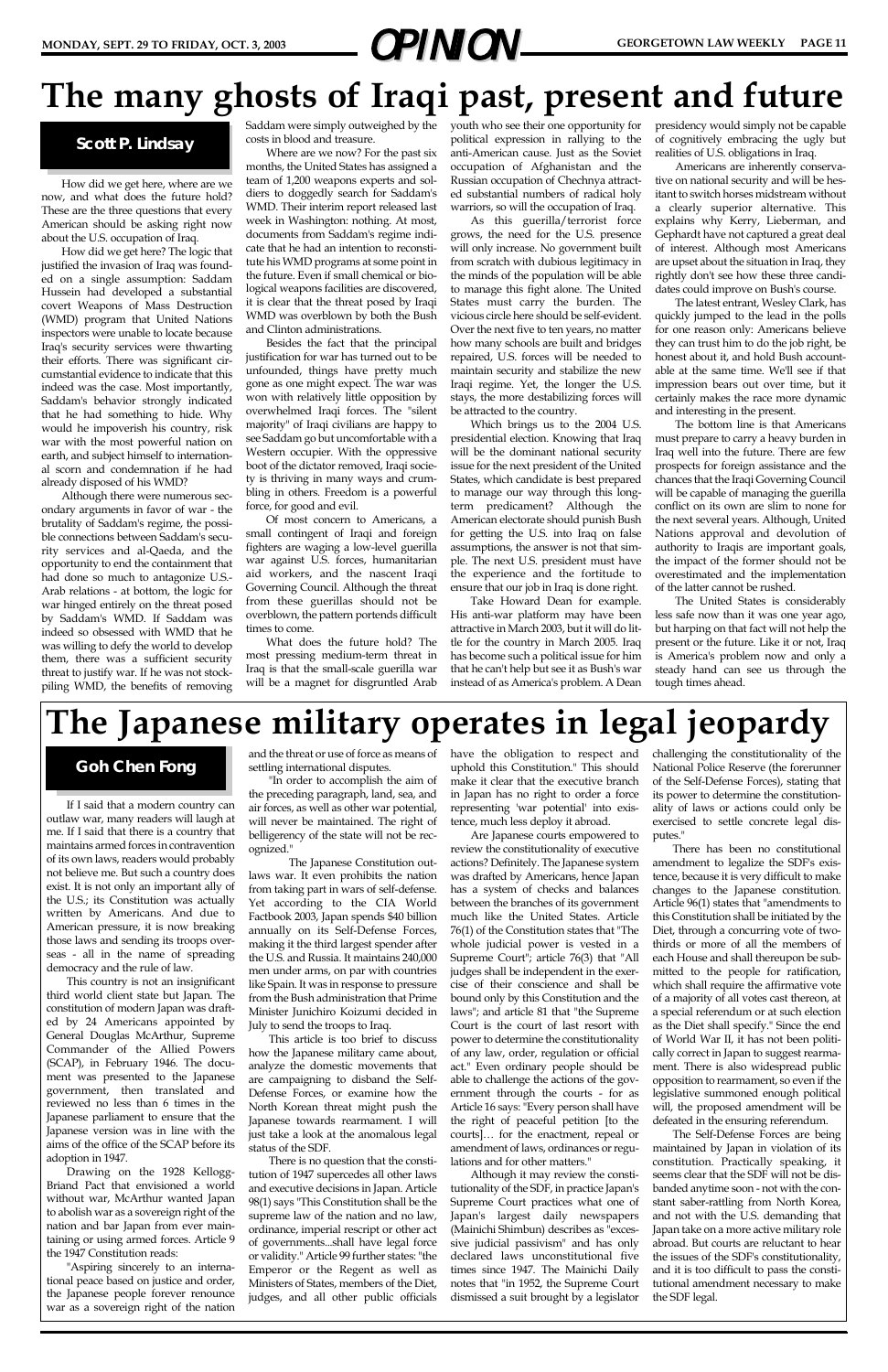# The many ghosts of Iraqi past, present and future

**Scott P. Lindsay**

How did we get here, where are we now, and what does the future hold? These are the three questions that every American should be asking right now about the U.S. occupation of Iraq.

How did we get here? The logic that justified the invasion of Iraq was founded on a single assumption: Saddam Hussein had developed a substantial covert Weapons of Mass Destruction (WMD) program that United Nations inspectors were unable to locate because Iraq's security services were thwarting their efforts. There was significant circumstantial evidence to indicate that this indeed was the case. Most importantly, Saddam's behavior strongly indicated that he had something to hide. Why would he impoverish his country, risk war with the most powerful nation on earth, and subject himself to international scorn and condemnation if he had already disposed of his WMD?

Although there were numerous secondary arguments in favor of war - the brutality of Saddam's regime, the possible connections between Saddam's security services and al-Qaeda, and the opportunity to end the containment that had done so much to antagonize U.S.-Arab relations - at bottom, the logic for war hinged entirely on the threat posed by Saddam's WMD. If Saddam was indeed so obsessed with WMD that he was willing to defy the world to develop them, there was a sufficient security threat to justify war. If he was not stockpiling WMD, the benefits of removing Saddam were simply outweighed by the costs in blood and treasure.

Where are we now? For the past six months, the United States has assigned a team of 1,200 weapons experts and soldiers to doggedly search for Saddam's WMD. Their interim report released last week in Washington: nothing. At most, documents from Saddam's regime indicate that he had an intention to reconstitute his WMD programs at some point in the future. Even if small chemical or biological weapons facilities are discovered, it is clear that the threat posed by Iraqi WMD was overblown by both the Bush and Clinton administrations.

Besides the fact that the principal justification for war has turned out to be unfounded, things have pretty much gone as one might expect. The war was won with relatively little opposition by overwhelmed Iraqi forces. The "silent majority" of Iraqi civilians are happy to see Saddam go but uncomfortable with a Western occupier. With the oppressive boot of the dictator removed, Iraqi society is thriving in many ways and crumbling in others. Freedom is a powerful force, for good and evil.

Of most concern to Americans, a small contingent of Iraqi and foreign fighters are waging a low-level guerilla war against U.S. forces, humanitarian aid workers, and the nascent Iraqi Governing Council. Although the threat from these guerillas should not be overblown, the pattern portends difficult times to come.

What does the future hold? The most pressing medium-term threat in Iraq is that the small-scale guerilla war will be a magnet for disgruntled Arab youth who see their one opportunity for political expression in rallying to the anti-American cause. Just as the Soviet occupation of Afghanistan and the Russian occupation of Chechnya attracted substantial numbers of radical holy warriors, so will the occupation of Iraq.

As this guerilla/terrorist force grows, the need for the U.S. presence will only increase. No government built from scratch with dubious legitimacy in the minds of the population will be able to manage this fight alone. The United States must carry the burden. The vicious circle here should be self-evident. Over the next five to ten years, no matter how many schools are built and bridges repaired, U.S. forces will be needed to maintain security and stabilize the new Iraqi regime. Yet, the longer the U.S. stays, the more destabilizing forces will be attracted to the country.

Which brings us to the 2004 U.S. presidential election. Knowing that Iraq will be the dominant national security issue for the next president of the United States, which candidate is best prepared to manage our way through this long-term predicament? Although the American electorate should punish Bush for getting the U.S. into Iraq on false assumptions, the answer is not that simple. The next U.S. president must have the experience and the fortitude to ensure that our job in Iraq is done right.

Take Howard Dean for example. His anti-war platform may have been attractive in March 2003, but it will do little for the country in March 2005. Iraq has become such a political issue for him that he can't help but see it as Bush's war instead of as America's problem. A Dean presidency would simply not be capable of cognitively embracing the ugly but realities of U.S. obligations in Iraq.

Americans are inherently conservative on national security and will be hesitant to switch horses midstream without a clearly superior alternative. This explains why Kerry, Lieberman, and Gephardt have not captured a great deal of interest. Although most Americans are upset about the situation in Iraq, they rightly don't see how these three candidates could improve on Bush's course.

The latest entrant, Wesley Clark, has quickly jumped to the lead in the polls for one reason only: Americans believe they can trust him to do the job right, be honest about it, and hold Bush accountable at the same time. We'll see if that impression bears out over time, but it certainly makes the race more dynamic and interesting in the present.

The bottom line is that Americans must prepare to carry a heavy burden in Iraq well into the future. There are few prospects for foreign assistance and the chances that the Iraqi Governing Council will be capable of managing the guerilla conflict on its own are slim to none for the next several years. Although, United Nations approval and devolution of authority to Iraqis are important goals, the impact of the former should not be overestimated and the implementation of the latter cannot be rushed.

The United States is considerably less safe now than it was one year ago, but harping on that fact will not help the present or the future. Like it or not, Iraq is America's problem now and only a steady hand can see us through the tough times ahead.

# The Japanese military operates in legal jeopardy

**Goh Chen Fong**

If I said that a modern country can outlaw war, many readers will laugh at me. If I said that there is a country that maintains armed forces in contravention of its own laws, readers would probably not believe me. But such a country does exist. It is not only an important ally of the U.S.; its Constitution was actually written by Americans. And due to American pressure, it is now breaking those laws and sending its troops overseas - all in the name of spreading democracy and the rule of law.

This country is not an insignificant third world client state but Japan. The constitution of modern Japan was drafted by 24 Americans appointed by General Douglas McArthur, Supreme Commander of the Allied Powers (SCAP), in February 1946. The document was presented to the Japanese government, then translated and reviewed no less than 6 times in the Japanese parliament to ensure that the Japanese version was in line with the aims of the office of the SCAP before its adoption in 1947.

Drawing on the 1928 Kellogg-Briand Pact that envisioned a world without war, McArthur wanted Japan to abolish war as a sovereign right of the nation and bar Japan from ever maintaining or using armed forces. Article 9 the 1947 Constitution reads:

"Aspiring sincerely to an international peace based on justice and order, the Japanese people forever renounce war as a sovereign right of the nation and the threat or use of force as means of settling international disputes.

"In order to accomplish the aim of the preceding paragraph, land, sea, and air forces, as well as other war potential, will never be maintained. The right of belligerency of the state will not be recognized."

The Japanese Constitution outlaws war. It even prohibits the nation from taking part in wars of self-defense. Yet according to the CIA World Factbook 2003, Japan spends $40 billion annually on its Self-Defense Forces, making it the third largest spender after the U.S. and Russia. It maintains 240,000 men under arms, on par with countries like Spain. It was in response to pressure from the Bush administration that Prime Minister Junichiro Koizumi decided in July to send the troops to Iraq.

This article is too brief to discuss how the Japanese military came about, analyze the domestic movements that are campaigning to disband the Self-Defense Forces, or examine how the North Korean threat might push the Japanese towards rearmament. I will just take a look at the anomalous legal status of the SDF.

There is no question that the constitution of 1947 supercedes all other laws and executive decisions in Japan. Article 98(1) says "This Constitution shall be the supreme law of the nation and no law, ordinance, imperial rescript or other act of governments...shall have legal force or validity." Article 99 further states: "the Emperor or the Regent as well as Ministers of States, members of the Diet, judges, and all other public officials have the obligation to respect and uphold this Constitution." This should make it clear that the executive branch in Japan has no right to order a force representing 'war potential' into existence, much less deploy it abroad.

Are Japanese courts empowered to review the constitutionality of executive actions? Definitely. The Japanese system was drafted by Americans, hence Japan has a system of checks and balances between the branches of its government much like the United States. Article 76(1) of the Constitution states that "The whole judicial power is vested in a Supreme Court"; article 76(3) that "All judges shall be independent in the exercise of their conscience and shall be bound only by this Constitution and the laws"; and article 81 that "the Supreme Court is the court of last resort with power to determine the constitutionality of any law, order, regulation or official act." Even ordinary people should be able to challenge the actions of the government through the courts - for as Article 16 says: "Every person shall have the right of peaceful petition [to the courts]… for the enactment, repeal or amendment of laws, ordinances or regulations and for other matters."

Although it may review the constitutionality of the SDF, in practice Japan's Supreme Court practices what one of Japan's largest daily newspapers (Mainichi Shimbun) describes as "excessive judicial passivism" and has only declared laws unconstitutional five times since 1947. The Mainichi Daily notes that "in 1952, the Supreme Court dismissed a suit brought by a legislator challenging the constitutionality of the National Police Reserve (the forerunner of the Self-Defense Forces), stating that its power to determine the constitutionality of laws or actions could only be exercised to settle concrete legal disputes."

There has been no constitutional amendment to legalize the SDF's existence, because it is very difficult to make changes to the Japanese constitution. Article 96(1) states that "amendments to this Constitution shall be initiated by the Diet, through a concurring vote of two-thirds or more of all the members of each House and shall thereupon be submitted to the people for ratification, which shall require the affirmative vote of a majority of all votes cast thereon, at a special referendum or at such election as the Diet shall specify." Since the end of World War II, it has not been politically correct in Japan to suggest rearmament. There is also widespread public opposition to rearmament, so even if the legislative summoned enough political will, the proposed amendment will be defeated in the ensuring referendum.

The Self-Defense Forces are being maintained by Japan in violation of its constitution. Practically speaking, it seems clear that the SDF will not be disbanded anytime soon - not with the constant saber-rattling from North Korea, and not with the U.S. demanding that Japan take on a more active military role abroad. But courts are reluctant to hear the issues of the SDF's constitutionality, and it is too difficult to pass the constitutional amendment necessary to make the SDF legal.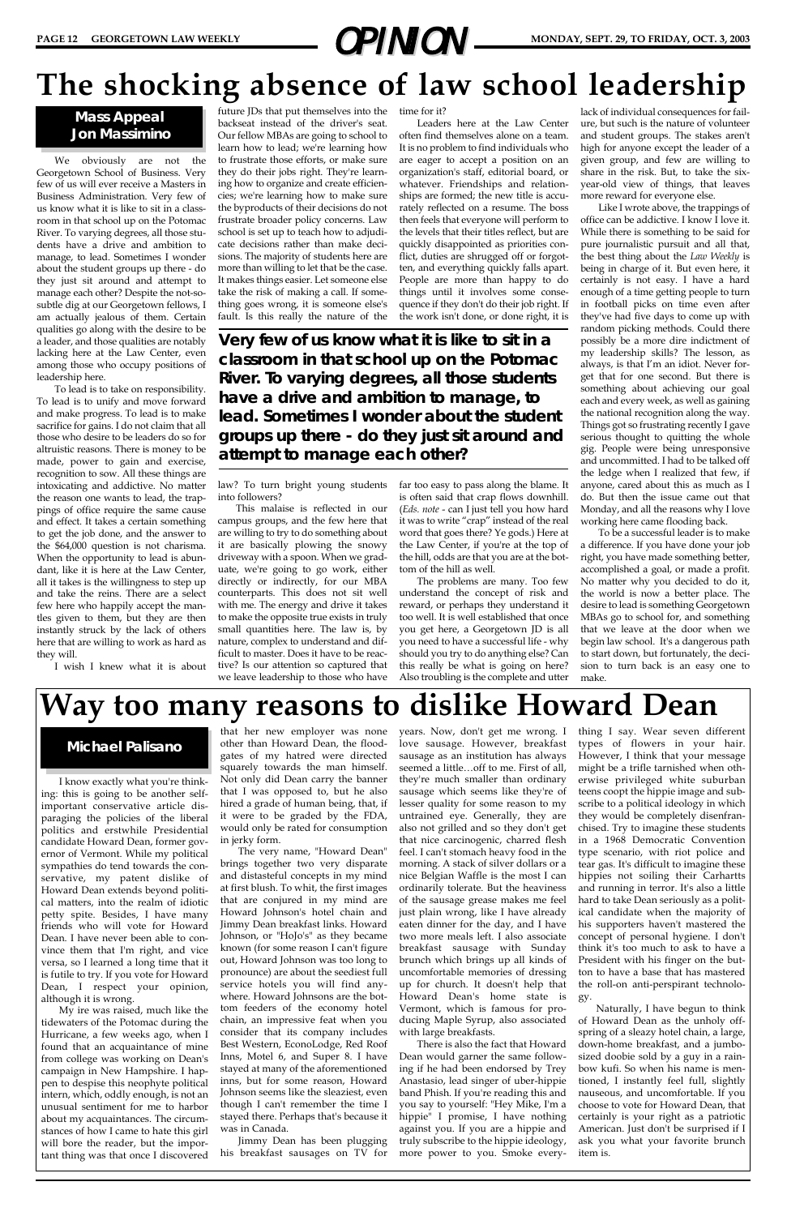# OPINION

# The shocking absence of law school leadership

## Mass Appeal
### Jon Massimino

We obviously are not the Georgetown School of Business. Very few of us will ever receive a Masters in Business Administration. Very few of us know what it is like to sit in a classroom in that school up on the Potomac River. To varying degrees, all those students have a drive and ambition to manage, to lead. Sometimes I wonder about the student groups up there - do they just sit around and attempt to manage each other? Despite the not-so-subtle dig at our Georgetown fellows, I am actually jealous of them. Certain qualities go along with the desire to be a leader, and those qualities are notably lacking here at the Law Center, even among those who occupy positions of leadership here.

To lead is to take on responsibility. To lead is to unify and move forward and make progress. To lead is to make sacrifice for gains. I do not claim that all those who desire to be leaders do so for altruistic reasons. There is money to be made, power to gain and exercise, recognition to sow. All these things are intoxicating and addictive. No matter the reason one wants to lead, the trappings of office require the same cause and effect. It takes a certain something to get the job done, and the answer to the $64,000 question is not charisma. When the opportunity to lead is abundant, like it is here at the Law Center, all it takes is the willingness to step up and take the reins. There are a select few here who happily accept the mantles given to them, but they are then instantly struck by the lack of others here that are willing to work as hard as they will.

I wish I knew what it is about future JDs that put themselves into the backseat instead of the driver's seat. Our fellow MBAs are going to school to learn how to lead; we're learning how to frustrate those efforts, or make sure they do their jobs right. They're learning how to organize and create efficiencies; we're learning how to make sure the byproducts of their decisions do not frustrate broader policy concerns. Law school is set up to teach how to adjudicate decisions rather than make decisions. The majority of students here are more than willing to let that be the case. It makes things easier. Let someone else take the risk of making a call. If something goes wrong, it is someone else's fault. Is this really the nature of the law? To turn bright young students into followers?

This malaise is reflected in our campus groups, and the few here that are willing to try to do something about it are basically plowing the snowy driveway with a spoon. When we graduate, we're going to go work, either directly or indirectly, for our MBA counterparts. This does not sit well with me. The energy and drive it takes to make the opposite true exists in truly small quantities here. The law is, by nature, complex to understand and difficult to master. Does it have to be reactive? Is our attention so captured that we leave leadership to those who have time for it?

Leaders here at the Law Center often find themselves alone on a team. It is no problem to find individuals who are eager to accept a position on an organization's staff, editorial board, or whatever. Friendships and relationships are formed; the new title is accurately reflected on a resume. The boss then feels that everyone will perform to the levels that their titles reflect, but are quickly disappointed as priorities conflict, duties are shrugged off or forgotten, and everything quickly falls apart. People are more than happy to do things until it involves some consequence if they don't do their job right. If the work isn't done, or done right, it is far too easy to pass along the blame. It is often said that crap flows downhill. (*Eds. note* - can I just tell you how hard it was to write "crap" instead of the real word that goes there? Ye gods.) Here at the Law Center, if you're at the top of the hill, odds are that you are at the bottom of the hill as well.

**Very few of us know what it is like to sit in a classroom in that school up on the Potomac River. To varying degrees, all those students have a drive and ambition to manage, to lead. Sometimes I wonder about the student groups up there - do they just sit around and attempt to manage each other?**

The problems are many. Too few understand the concept of risk and reward, or perhaps they understand it too well. It is well established that once you get here, a Georgetown JD is all you need to have a successful life - why should you try to do anything else? Can this really be what is going on here? Also troubling is the complete and utter lack of individual consequences for failure, but such is the nature of volunteer and student groups. The stakes aren't high for anyone except the leader of a given group, and few are willing to share in the risk. But, to take the six-year-old view of things, that leaves more reward for everyone else.

Like I wrote above, the trappings of office can be addictive. I know I love it. While there is something to be said for pure journalistic pursuit and all that, the best thing about the *Law Weekly* is being in charge of it. But even here, it certainly is not easy. I have a hard enough of a time getting people to turn in football picks on time even after they've had five days to come up with random picking methods. Could there possibly be a more dire indictment of my leadership skills? The lesson, as always, is that I'm an idiot. Never forget that for one second. But there is something about achieving our goal each and every week, as well as gaining the national recognition along the way. Things got so frustrating recently I gave serious thought to quitting the whole gig. People were being unresponsive and uncommitted. I had to be talked off the ledge when I realized that few, if anyone, cared about this as much as I do. But then the issue came out that Monday, and all the reasons why I love working here came flooding back.

To be a successful leader is to make a difference. If you have done your job right, you have made something better, accomplished a goal, or made a profit. No matter why you decided to do it, the world is now a better place. The desire to lead is something Georgetown MBAs go to school for, and something that we leave at the door when we begin law school. It's a dangerous path to start down, but fortunately, the decision to turn back is an easy one to make.

# Way too many reasons to dislike Howard Dean

### Michael Palisano

I know exactly what you're thinking: this is going to be another self-important conservative article disparaging the policies of the liberal politics and erstwhile Presidential candidate Howard Dean, former governor of Vermont. While my political sympathies do tend towards the conservative, my patent dislike of Howard Dean extends beyond political matters, into the realm of idiotic petty spite. Besides, I have many friends who will vote for Howard Dean. I have never been able to convince them that I'm right, and vice versa, so I learned a long time that it is futile to try. If you vote for Howard Dean, I respect your opinion, although it is wrong.

My ire was raised, much like the tidewaters of the Potomac during the Hurricane, a few weeks ago, when I found that an acquaintance of mine from college was working on Dean's campaign in New Hampshire. I happen to despise this neophyte political intern, which, oddly enough, is not an unusual sentiment for me to harbor about my acquaintances. The circumstances of how I came to hate this girl will bore the reader, but the important thing was that once I discovered that her new employer was none other than Howard Dean, the floodgates of my hatred were directed squarely towards the man himself. Not only did Dean carry the banner that I was opposed to, but he also hired a grade of human being, that, if it were to be graded by the FDA, would only be rated for consumption in jerky form.

The very name, "Howard Dean" brings together two very disparate and distasteful concepts in my mind at first blush. To whit, the first images that are conjured in my mind are Howard Johnson's hotel chain and Jimmy Dean breakfast links. Howard Johnson, or "HoJo's" as they became known (for some reason I can't figure out, Howard Johnson was too long to pronounce) are about the seediest full service hotels you will find anywhere. Howard Johnsons are the bottom feeders of the economy hotel chain, an impressive feat when you consider that its company includes Best Western, EconoLodge, Red Roof Inns, Motel 6, and Super 8. I have stayed at many of the aforementioned inns, but for some reason, Howard Johnson seems like the sleaziest, even though I can't remember the time I stayed there. Perhaps that's because it was in Canada.

Jimmy Dean has been plugging his breakfast sausages on TV for years. Now, don't get me wrong. I love sausage. However, breakfast sausage as an institution has always seemed a little…off to me. First of all, they're much smaller than ordinary sausage which seems like they're of lesser quality for some reason to my untrained eye. Generally, they are also not grilled and so they don't get that nice carcinogenic, charred flesh feel. I can't stomach heavy food in the morning. A stack of silver dollars or a nice Belgian Waffle is the most I can ordinarily tolerate. But the heaviness of the sausage grease makes me feel just plain wrong, like I have already eaten dinner for the day, and I have two more meals left. I also associate breakfast sausage with Sunday brunch which brings up all kinds of uncomfortable memories of dressing up for church. It doesn't help that Howard Dean's home state is Vermont, which is famous for producing Maple Syrup, also associated with large breakfasts.

There is also the fact that Howard Dean would garner the same following if he had been endorsed by Trey Anastasio, lead singer of uber-hippie band Phish. If you're reading this and you say to yourself: "Hey Mike, I'm a hippie" I promise, I have nothing against you. If you are a hippie and truly subscribe to the hippie ideology, more power to you. Smoke everything I say. Wear seven different types of flowers in your hair. However, I think that your message might be a trifle tarnished when otherwise privileged white suburban teens coopt the hippie image and subscribe to a political ideology in which they would be completely disenfranchised. Try to imagine these students in a 1968 Democratic Convention type scenario, with riot police and tear gas. It's difficult to imagine these hippies not soiling their Carhartts and running in terror. It's also a little hard to take Dean seriously as a political candidate when the majority of his supporters haven't mastered the concept of personal hygiene. I don't think it's too much to ask to have a President with his finger on the button to have a base that has mastered the roll-on anti-perspirant technology.

Naturally, I have begun to think of Howard Dean as the unholy offspring of a sleazy hotel chain, a large, down-home breakfast, and a jumbo-sized doobie sold by a guy in a rainbow kufi. So when his name is mentioned, I instantly feel full, slightly nauseous, and uncomfortable. If you choose to vote for Howard Dean, that certainly is your right as a patriotic American. Just don't be surprised if I ask you what your favorite brunch item is.